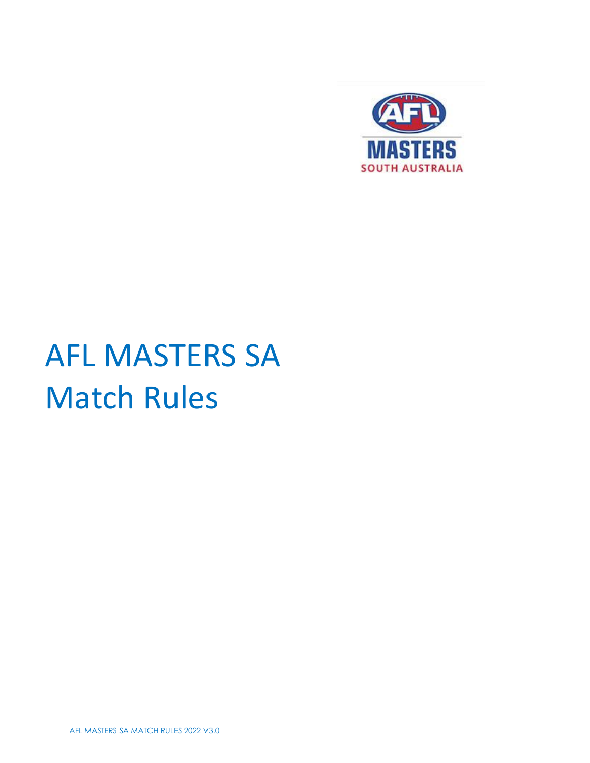# AFL MASTERS SA
# Match Rules

AFL MASTERS SA MATCH RULES 2022 V3.0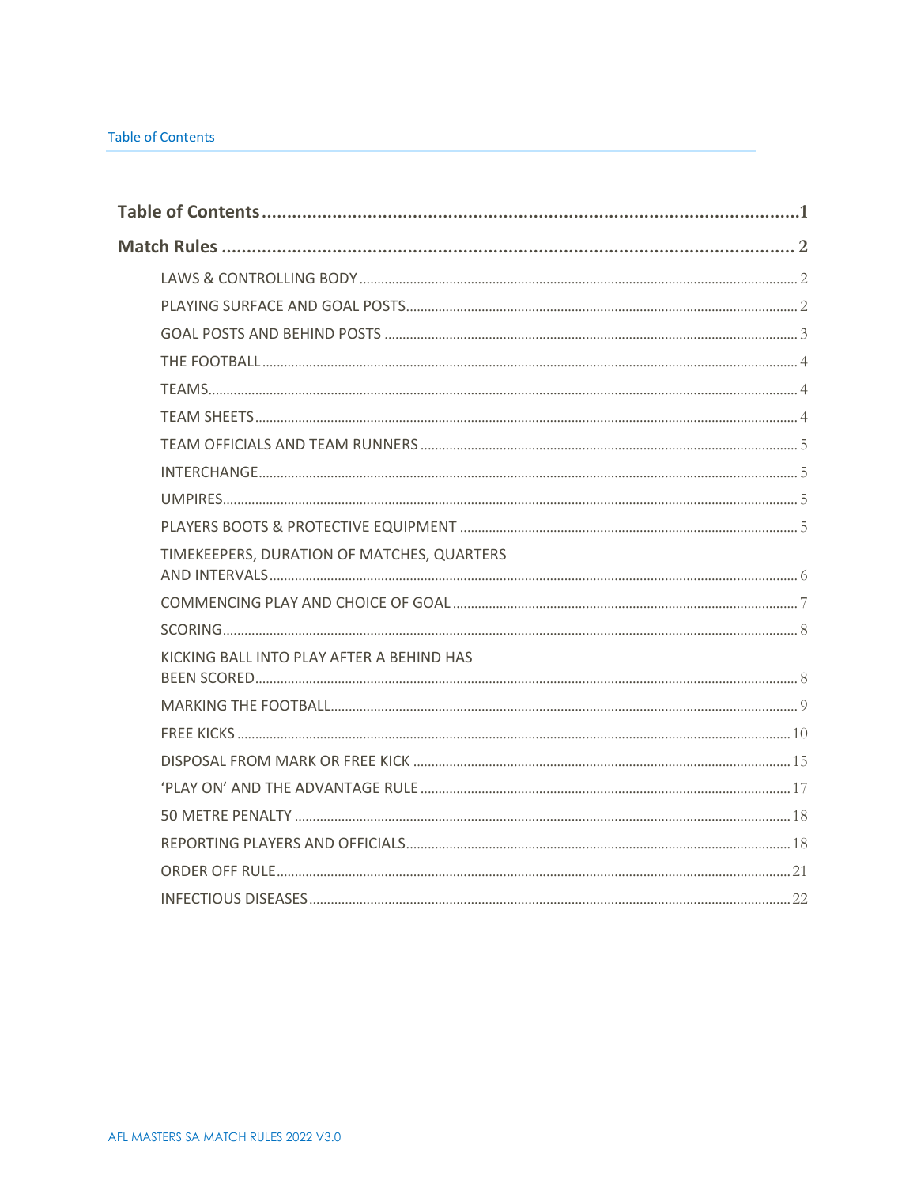# Table of Contents

| | |
|---|---|
| **Table of Contents** | **1** |
| **Match Rules** | **2** |
| LAWS & CONTROLLING BODY | 2 |
| PLAYING SURFACE AND GOAL POSTS | 2 |
| GOAL POSTS AND BEHIND POSTS | 3 |
| THE FOOTBALL | 4 |
| TEAMS | 4 |
| TEAM SHEETS | 4 |
| TEAM OFFICIALS AND TEAM RUNNERS | 5 |
| INTERCHANGE | 5 |
| UMPIRES | 5 |
| PLAYERS BOOTS & PROTECTIVE EQUIPMENT | 5 |
| TIMEKEEPERS, DURATION OF MATCHES, QUARTERS AND INTERVALS | 6 |
| COMMENCING PLAY AND CHOICE OF GOAL | 7 |
| SCORING | 8 |
| KICKING BALL INTO PLAY AFTER A BEHIND HAS BEEN SCORED | 8 |
| MARKING THE FOOTBALL | 9 |
| FREE KICKS | 10 |
| DISPOSAL FROM MARK OR FREE KICK | 15 |
| 'PLAY ON' AND THE ADVANTAGE RULE | 17 |
| 50 METRE PENALTY | 18 |
| REPORTING PLAYERS AND OFFICIALS | 18 |
| ORDER OFF RULE | 21 |
| INFECTIOUS DISEASES | 22 |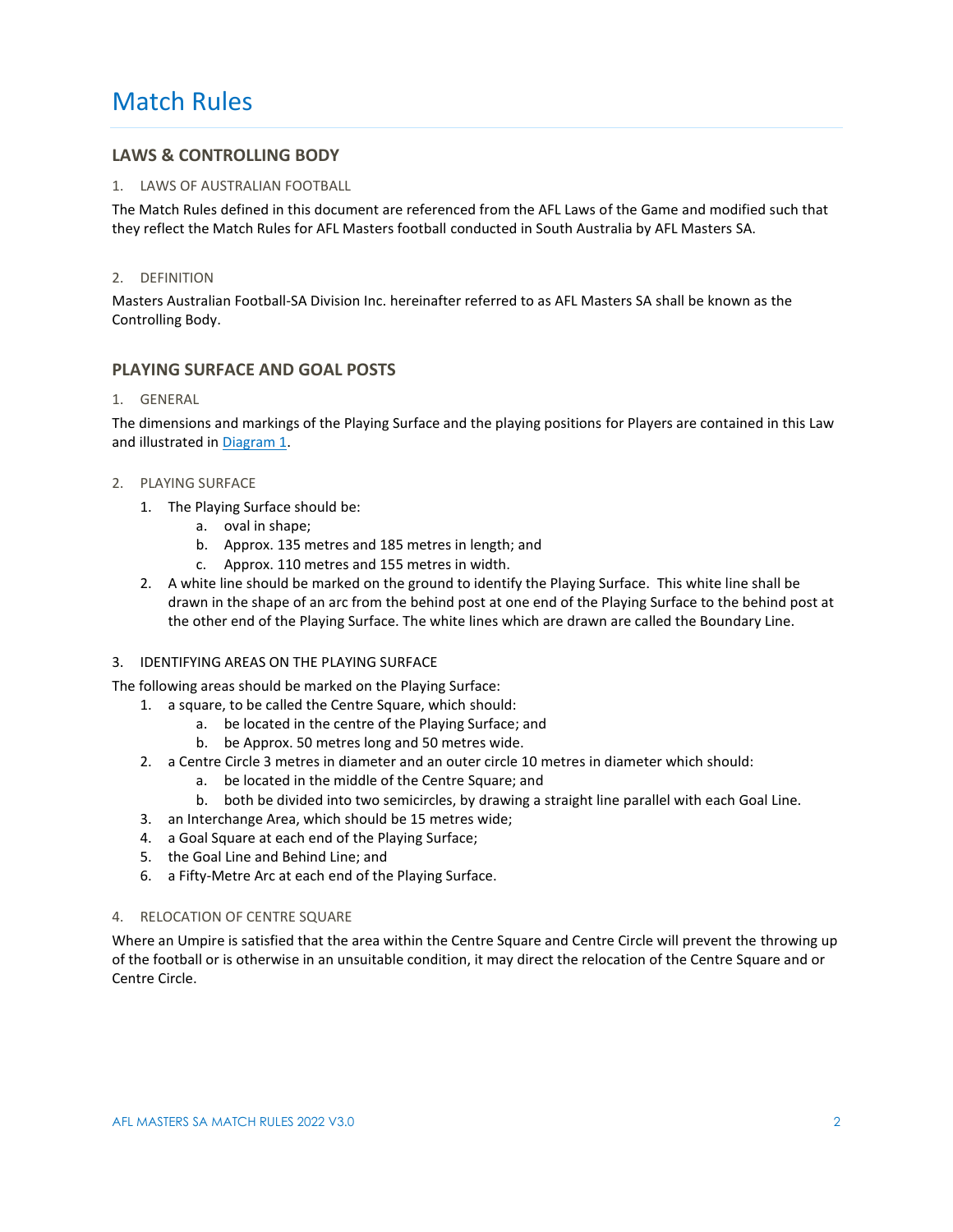# Match Rules

## LAWS & CONTROLLING BODY

### 1. LAWS OF AUSTRALIAN FOOTBALL

The Match Rules defined in this document are referenced from the AFL Laws of the Game and modified such that they reflect the Match Rules for AFL Masters football conducted in South Australia by AFL Masters SA.

### 2. DEFINITION

Masters Australian Football-SA Division Inc. hereinafter referred to as AFL Masters SA shall be known as the Controlling Body.

## PLAYING SURFACE AND GOAL POSTS

### 1. GENERAL

The dimensions and markings of the Playing Surface and the playing positions for Players are contained in this Law and illustrated in Diagram 1.

### 2. PLAYING SURFACE

1. The Playing Surface should be:
   a. oval in shape;
   b. Approx. 135 metres and 185 metres in length; and
   c. Approx. 110 metres and 155 metres in width.
2. A white line should be marked on the ground to identify the Playing Surface. This white line shall be drawn in the shape of an arc from the behind post at one end of the Playing Surface to the behind post at the other end of the Playing Surface. The white lines which are drawn are called the Boundary Line.

### 3. IDENTIFYING AREAS ON THE PLAYING SURFACE

The following areas should be marked on the Playing Surface:

1. a square, to be called the Centre Square, which should:
   a. be located in the centre of the Playing Surface; and
   b. be Approx. 50 metres long and 50 metres wide.
2. a Centre Circle 3 metres in diameter and an outer circle 10 metres in diameter which should:
   a. be located in the middle of the Centre Square; and
   b. both be divided into two semicircles, by drawing a straight line parallel with each Goal Line.
3. an Interchange Area, which should be 15 metres wide;
4. a Goal Square at each end of the Playing Surface;
5. the Goal Line and Behind Line; and
6. a Fifty-Metre Arc at each end of the Playing Surface.

### 4. RELOCATION OF CENTRE SQUARE

Where an Umpire is satisfied that the area within the Centre Square and Centre Circle will prevent the throwing up of the football or is otherwise in an unsuitable condition, it may direct the relocation of the Centre Square and or Centre Circle.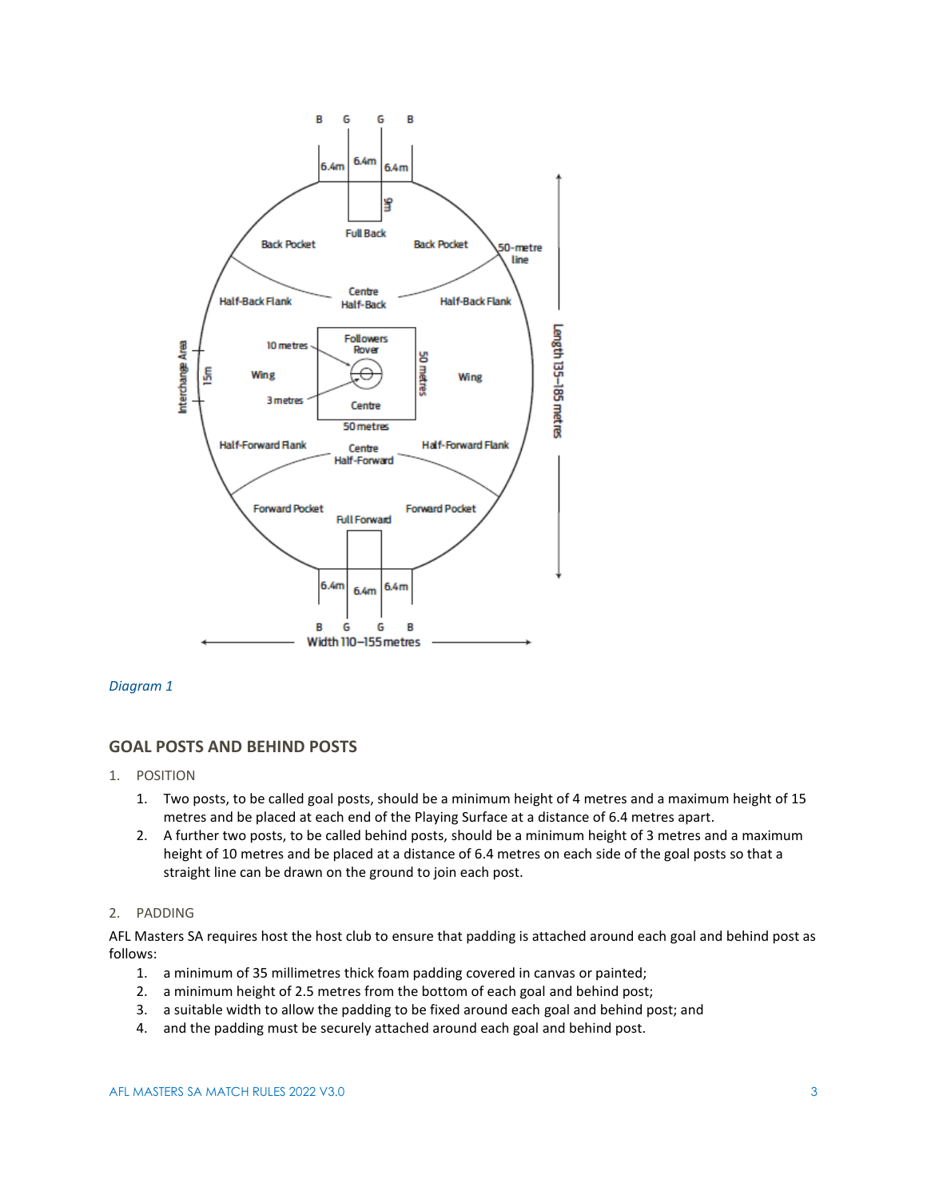*Diagram 1*

## GOAL POSTS AND BEHIND POSTS

1. POSITION
   1. Two posts, to be called goal posts, should be a minimum height of 4 metres and a maximum height of 15 metres and be placed at each end of the Playing Surface at a distance of 6.4 metres apart.
   2. A further two posts, to be called behind posts, should be a minimum height of 3 metres and a maximum height of 10 metres and be placed at a distance of 6.4 metres on each side of the goal posts so that a straight line can be drawn on the ground to join each post.

2. PADDING

AFL Masters SA requires host the host club to ensure that padding is attached around each goal and behind post as follows:

1. a minimum of 35 millimetres thick foam padding covered in canvas or painted;
2. a minimum height of 2.5 metres from the bottom of each goal and behind post;
3. a suitable width to allow the padding to be fixed around each goal and behind post; and
4. and the padding must be securely attached around each goal and behind post.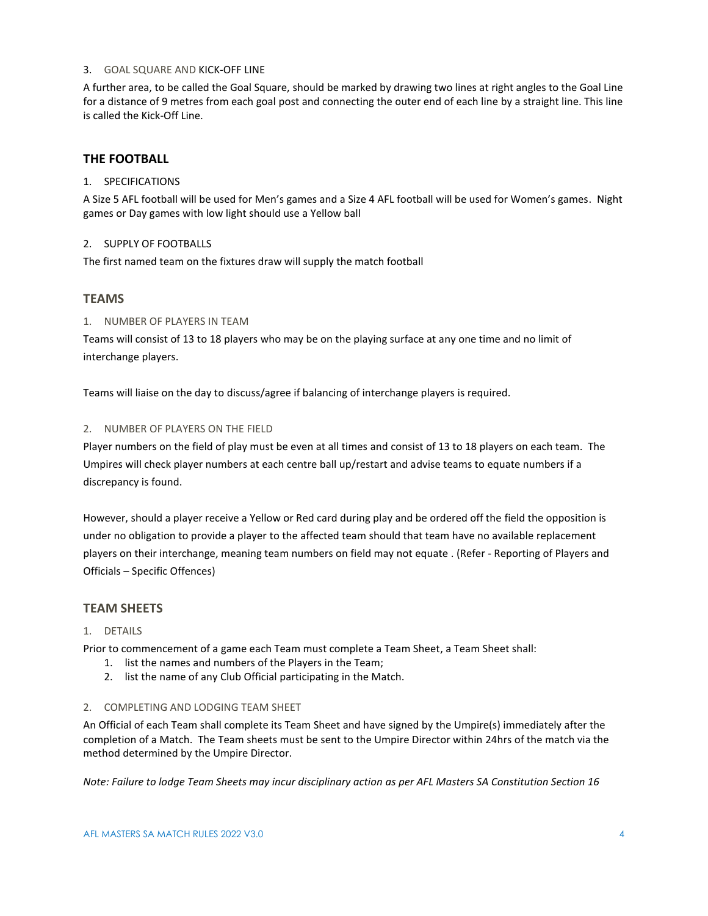3. GOAL SQUARE AND KICK-OFF LINE

A further area, to be called the Goal Square, should be marked by drawing two lines at right angles to the Goal Line for a distance of 9 metres from each goal post and connecting the outer end of each line by a straight line. This line is called the Kick-Off Line.

## THE FOOTBALL

1. SPECIFICATIONS

A Size 5 AFL football will be used for Men's games and a Size 4 AFL football will be used for Women's games. Night games or Day games with low light should use a Yellow ball

2. SUPPLY OF FOOTBALLS

The first named team on the fixtures draw will supply the match football

## TEAMS

1. NUMBER OF PLAYERS IN TEAM

Teams will consist of 13 to 18 players who may be on the playing surface at any one time and no limit of interchange players.

Teams will liaise on the day to discuss/agree if balancing of interchange players is required.

2. NUMBER OF PLAYERS ON THE FIELD

Player numbers on the field of play must be even at all times and consist of 13 to 18 players on each team. The Umpires will check player numbers at each centre ball up/restart and advise teams to equate numbers if a discrepancy is found.

However, should a player receive a Yellow or Red card during play and be ordered off the field the opposition is under no obligation to provide a player to the affected team should that team have no available replacement players on their interchange, meaning team numbers on field may not equate . (Refer - Reporting of Players and Officials – Specific Offences)

## TEAM SHEETS

1. DETAILS

Prior to commencement of a game each Team must complete a Team Sheet, a Team Sheet shall:

1. list the names and numbers of the Players in the Team;
2. list the name of any Club Official participating in the Match.

2. COMPLETING AND LODGING TEAM SHEET

An Official of each Team shall complete its Team Sheet and have signed by the Umpire(s) immediately after the completion of a Match. The Team sheets must be sent to the Umpire Director within 24hrs of the match via the method determined by the Umpire Director.

*Note: Failure to lodge Team Sheets may incur disciplinary action as per AFL Masters SA Constitution Section 16*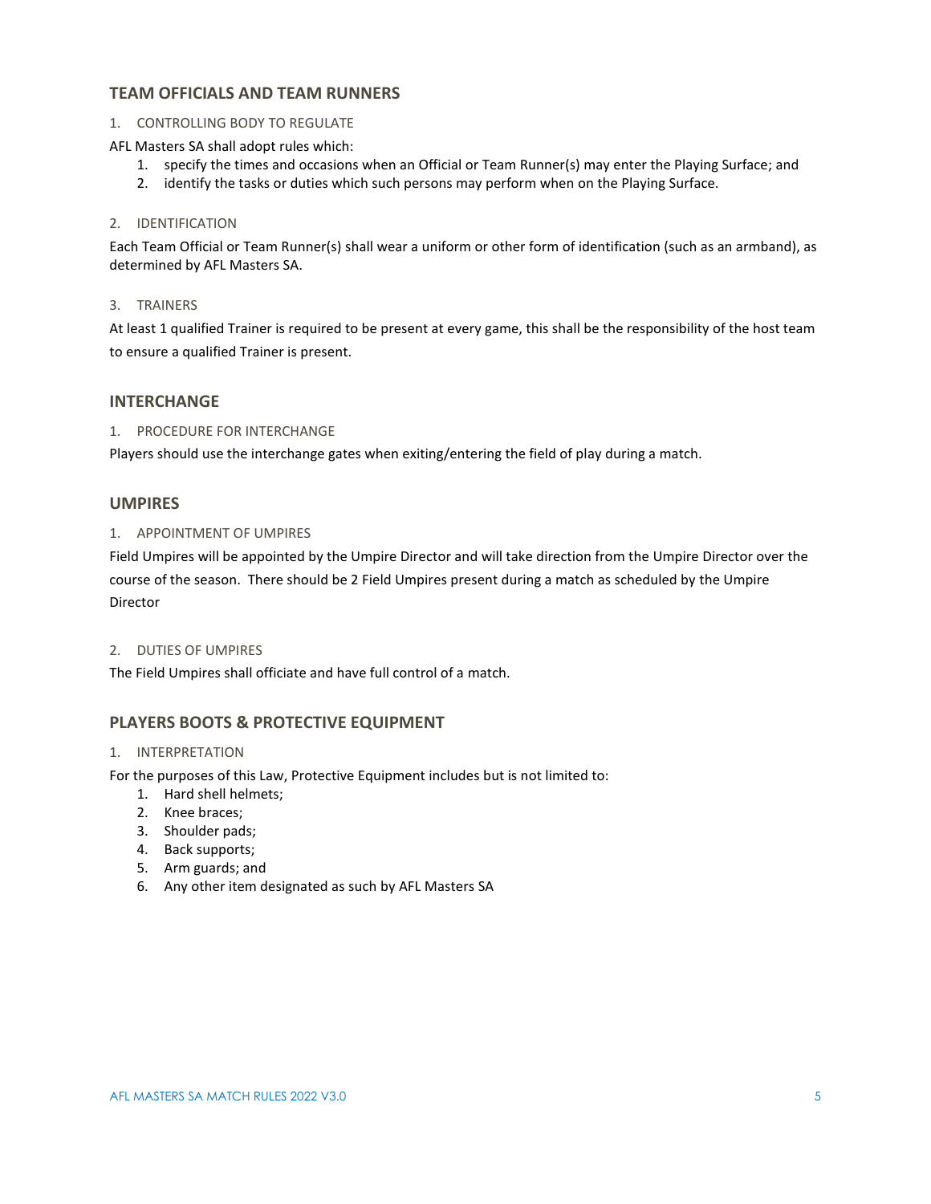## TEAM OFFICIALS AND TEAM RUNNERS

### 1. CONTROLLING BODY TO REGULATE

AFL Masters SA shall adopt rules which:

1. specify the times and occasions when an Official or Team Runner(s) may enter the Playing Surface; and
2. identify the tasks or duties which such persons may perform when on the Playing Surface.

### 2. IDENTIFICATION

Each Team Official or Team Runner(s) shall wear a uniform or other form of identification (such as an armband), as determined by AFL Masters SA.

### 3. TRAINERS

At least 1 qualified Trainer is required to be present at every game, this shall be the responsibility of the host team to ensure a qualified Trainer is present.

## INTERCHANGE

### 1. PROCEDURE FOR INTERCHANGE

Players should use the interchange gates when exiting/entering the field of play during a match.

## UMPIRES

### 1. APPOINTMENT OF UMPIRES

Field Umpires will be appointed by the Umpire Director and will take direction from the Umpire Director over the course of the season. There should be 2 Field Umpires present during a match as scheduled by the Umpire Director

### 2. DUTIES OF UMPIRES

The Field Umpires shall officiate and have full control of a match.

## PLAYERS BOOTS & PROTECTIVE EQUIPMENT

### 1. INTERPRETATION

For the purposes of this Law, Protective Equipment includes but is not limited to:

1. Hard shell helmets;
2. Knee braces;
3. Shoulder pads;
4. Back supports;
5. Arm guards; and
6. Any other item designated as such by AFL Masters SA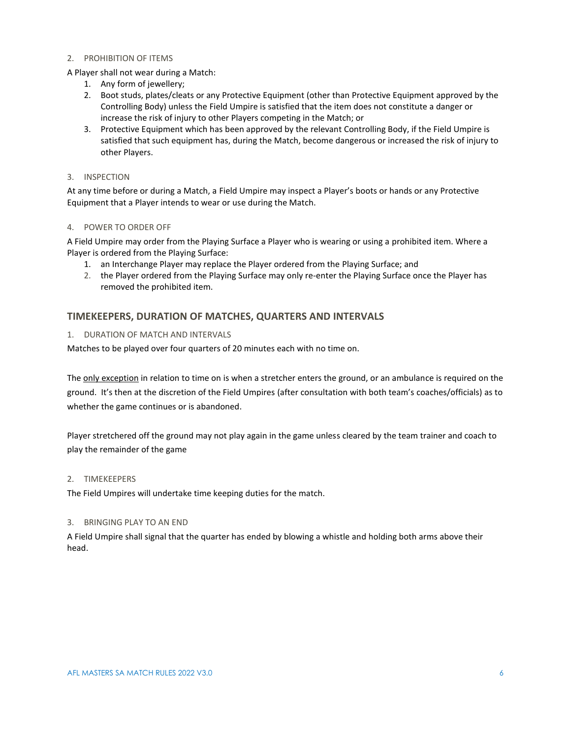### 2. PROHIBITION OF ITEMS

A Player shall not wear during a Match:

1. Any form of jewellery;
2. Boot studs, plates/cleats or any Protective Equipment (other than Protective Equipment approved by the Controlling Body) unless the Field Umpire is satisfied that the item does not constitute a danger or increase the risk of injury to other Players competing in the Match; or
3. Protective Equipment which has been approved by the relevant Controlling Body, if the Field Umpire is satisfied that such equipment has, during the Match, become dangerous or increased the risk of injury to other Players.

### 3. INSPECTION

At any time before or during a Match, a Field Umpire may inspect a Player's boots or hands or any Protective Equipment that a Player intends to wear or use during the Match.

### 4. POWER TO ORDER OFF

A Field Umpire may order from the Playing Surface a Player who is wearing or using a prohibited item. Where a Player is ordered from the Playing Surface:

1. an Interchange Player may replace the Player ordered from the Playing Surface; and
2. the Player ordered from the Playing Surface may only re-enter the Playing Surface once the Player has removed the prohibited item.

## TIMEKEEPERS, DURATION OF MATCHES, QUARTERS AND INTERVALS

### 1. DURATION OF MATCH AND INTERVALS

Matches to be played over four quarters of 20 minutes each with no time on.

The only exception in relation to time on is when a stretcher enters the ground, or an ambulance is required on the ground. It's then at the discretion of the Field Umpires (after consultation with both team's coaches/officials) as to whether the game continues or is abandoned.

Player stretchered off the ground may not play again in the game unless cleared by the team trainer and coach to play the remainder of the game

### 2. TIMEKEEPERS

The Field Umpires will undertake time keeping duties for the match.

### 3. BRINGING PLAY TO AN END

A Field Umpire shall signal that the quarter has ended by blowing a whistle and holding both arms above their head.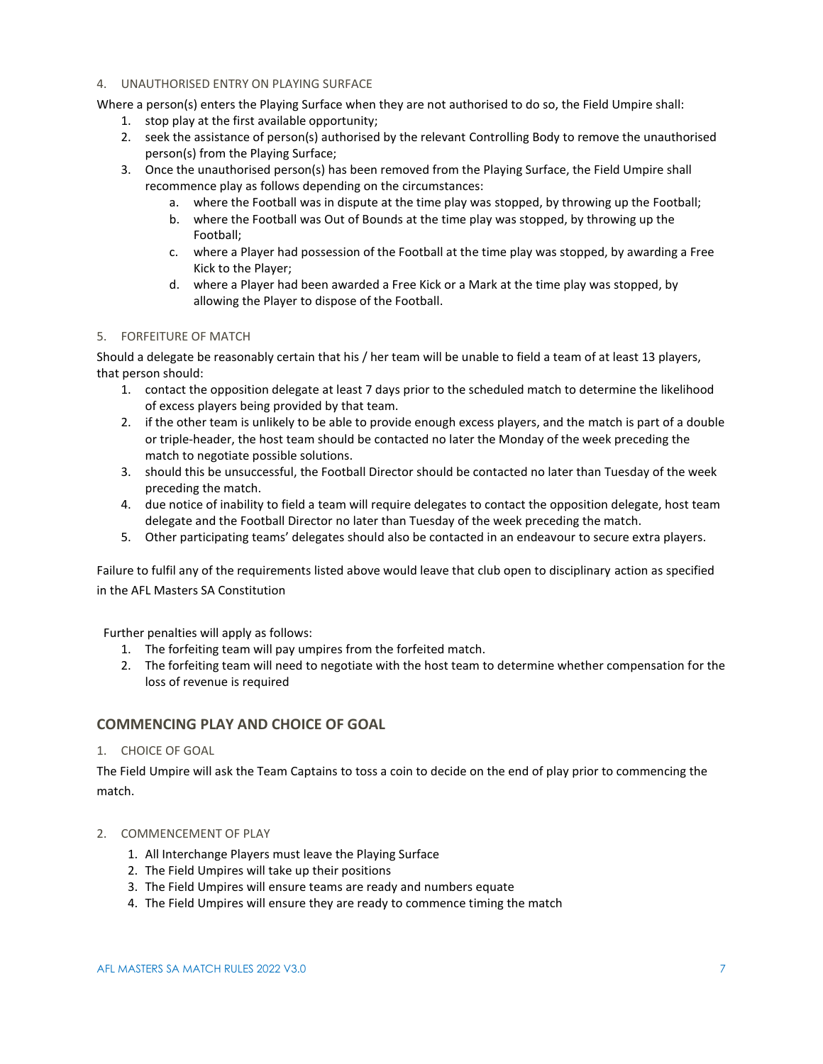### 4. UNAUTHORISED ENTRY ON PLAYING SURFACE

Where a person(s) enters the Playing Surface when they are not authorised to do so, the Field Umpire shall:

1. stop play at the first available opportunity;
2. seek the assistance of person(s) authorised by the relevant Controlling Body to remove the unauthorised person(s) from the Playing Surface;
3. Once the unauthorised person(s) has been removed from the Playing Surface, the Field Umpire shall recommence play as follows depending on the circumstances:
    a. where the Football was in dispute at the time play was stopped, by throwing up the Football;
    b. where the Football was Out of Bounds at the time play was stopped, by throwing up the Football;
    c. where a Player had possession of the Football at the time play was stopped, by awarding a Free Kick to the Player;
    d. where a Player had been awarded a Free Kick or a Mark at the time play was stopped, by allowing the Player to dispose of the Football.

### 5. FORFEITURE OF MATCH

Should a delegate be reasonably certain that his / her team will be unable to field a team of at least 13 players, that person should:

1. contact the opposition delegate at least 7 days prior to the scheduled match to determine the likelihood of excess players being provided by that team.
2. if the other team is unlikely to be able to provide enough excess players, and the match is part of a double or triple-header, the host team should be contacted no later the Monday of the week preceding the match to negotiate possible solutions.
3. should this be unsuccessful, the Football Director should be contacted no later than Tuesday of the week preceding the match.
4. due notice of inability to field a team will require delegates to contact the opposition delegate, host team delegate and the Football Director no later than Tuesday of the week preceding the match.
5. Other participating teams' delegates should also be contacted in an endeavour to secure extra players.

Failure to fulfil any of the requirements listed above would leave that club open to disciplinary action as specified in the AFL Masters SA Constitution

Further penalties will apply as follows:

1. The forfeiting team will pay umpires from the forfeited match.
2. The forfeiting team will need to negotiate with the host team to determine whether compensation for the loss of revenue is required

## COMMENCING PLAY AND CHOICE OF GOAL

### 1. CHOICE OF GOAL

The Field Umpire will ask the Team Captains to toss a coin to decide on the end of play prior to commencing the match.

### 2. COMMENCEMENT OF PLAY

1. All Interchange Players must leave the Playing Surface
2. The Field Umpires will take up their positions
3. The Field Umpires will ensure teams are ready and numbers equate
4. The Field Umpires will ensure they are ready to commence timing the match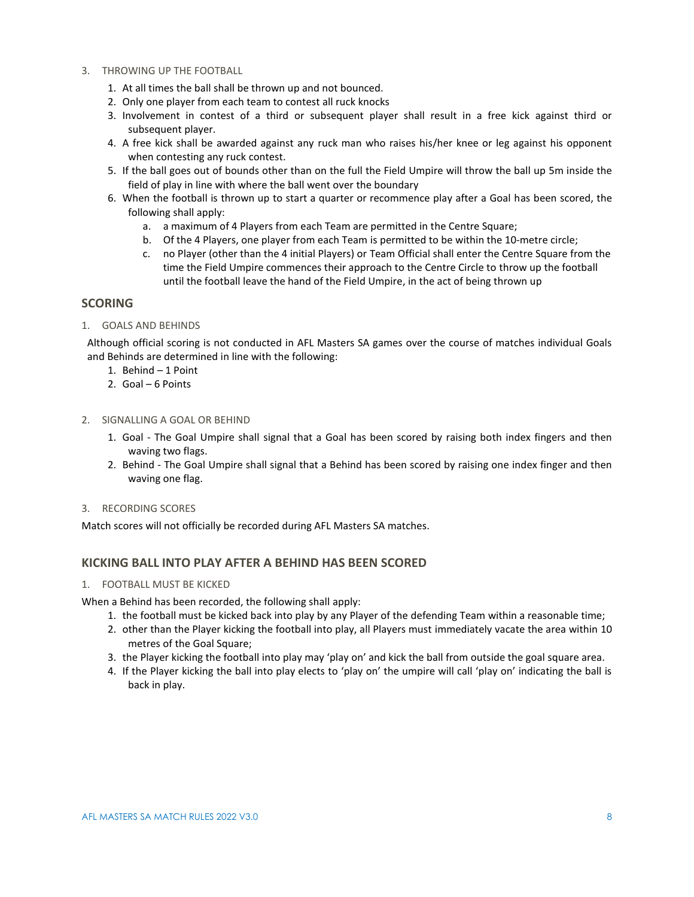3. THROWING UP THE FOOTBALL

1. At all times the ball shall be thrown up and not bounced.
2. Only one player from each team to contest all ruck knocks
3. Involvement in contest of a third or subsequent player shall result in a free kick against third or subsequent player.
4. A free kick shall be awarded against any ruck man who raises his/her knee or leg against his opponent when contesting any ruck contest.
5. If the ball goes out of bounds other than on the full the Field Umpire will throw the ball up 5m inside the field of play in line with where the ball went over the boundary
6. When the football is thrown up to start a quarter or recommence play after a Goal has been scored, the following shall apply:
   a. a maximum of 4 Players from each Team are permitted in the Centre Square;
   b. Of the 4 Players, one player from each Team is permitted to be within the 10-metre circle;
   c. no Player (other than the 4 initial Players) or Team Official shall enter the Centre Square from the time the Field Umpire commences their approach to the Centre Circle to throw up the football until the football leave the hand of the Field Umpire, in the act of being thrown up

## SCORING

1. GOALS AND BEHINDS

Although official scoring is not conducted in AFL Masters SA games over the course of matches individual Goals and Behinds are determined in line with the following:

1. Behind – 1 Point
2. Goal – 6 Points

2. SIGNALLING A GOAL OR BEHIND

1. Goal - The Goal Umpire shall signal that a Goal has been scored by raising both index fingers and then waving two flags.
2. Behind - The Goal Umpire shall signal that a Behind has been scored by raising one index finger and then waving one flag.

3. RECORDING SCORES

Match scores will not officially be recorded during AFL Masters SA matches.

## KICKING BALL INTO PLAY AFTER A BEHIND HAS BEEN SCORED

1. FOOTBALL MUST BE KICKED

When a Behind has been recorded, the following shall apply:

1. the football must be kicked back into play by any Player of the defending Team within a reasonable time;
2. other than the Player kicking the football into play, all Players must immediately vacate the area within 10 metres of the Goal Square;
3. the Player kicking the football into play may 'play on' and kick the ball from outside the goal square area.
4. If the Player kicking the ball into play elects to 'play on' the umpire will call 'play on' indicating the ball is back in play.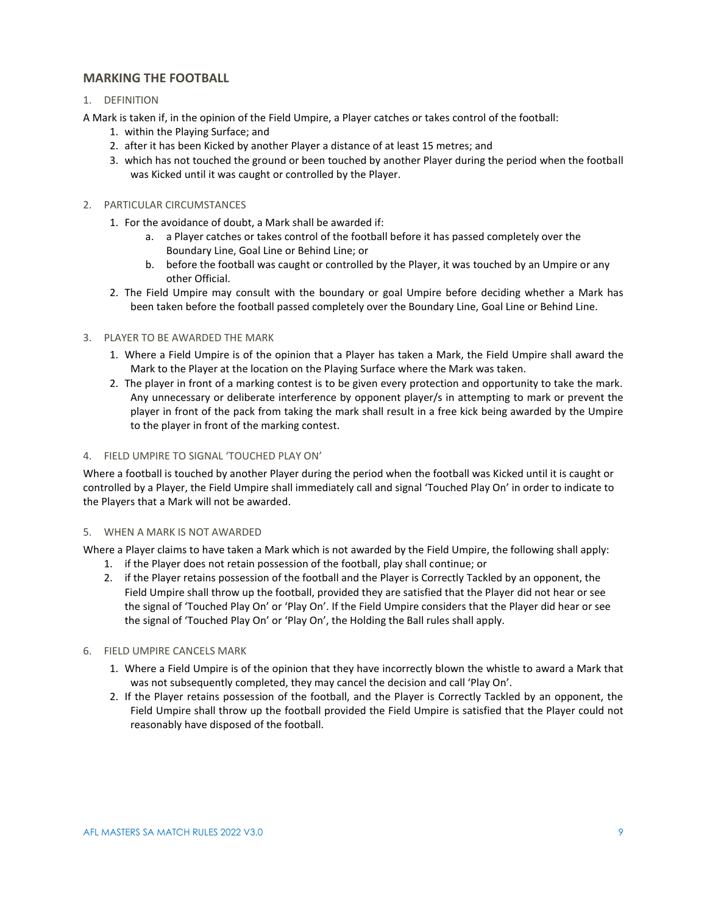## MARKING THE FOOTBALL

### 1. DEFINITION

A Mark is taken if, in the opinion of the Field Umpire, a Player catches or takes control of the football:

1. within the Playing Surface; and
2. after it has been Kicked by another Player a distance of at least 15 metres; and
3. which has not touched the ground or been touched by another Player during the period when the football was Kicked until it was caught or controlled by the Player.

### 2. PARTICULAR CIRCUMSTANCES

1. For the avoidance of doubt, a Mark shall be awarded if:
   a. a Player catches or takes control of the football before it has passed completely over the Boundary Line, Goal Line or Behind Line; or
   b. before the football was caught or controlled by the Player, it was touched by an Umpire or any other Official.
2. The Field Umpire may consult with the boundary or goal Umpire before deciding whether a Mark has been taken before the football passed completely over the Boundary Line, Goal Line or Behind Line.

### 3. PLAYER TO BE AWARDED THE MARK

1. Where a Field Umpire is of the opinion that a Player has taken a Mark, the Field Umpire shall award the Mark to the Player at the location on the Playing Surface where the Mark was taken.
2. The player in front of a marking contest is to be given every protection and opportunity to take the mark. Any unnecessary or deliberate interference by opponent player/s in attempting to mark or prevent the player in front of the pack from taking the mark shall result in a free kick being awarded by the Umpire to the player in front of the marking contest.

### 4. FIELD UMPIRE TO SIGNAL 'TOUCHED PLAY ON'

Where a football is touched by another Player during the period when the football was Kicked until it is caught or controlled by a Player, the Field Umpire shall immediately call and signal 'Touched Play On' in order to indicate to the Players that a Mark will not be awarded.

### 5. WHEN A MARK IS NOT AWARDED

Where a Player claims to have taken a Mark which is not awarded by the Field Umpire, the following shall apply:

1. if the Player does not retain possession of the football, play shall continue; or
2. if the Player retains possession of the football and the Player is Correctly Tackled by an opponent, the Field Umpire shall throw up the football, provided they are satisfied that the Player did not hear or see the signal of 'Touched Play On' or 'Play On'. If the Field Umpire considers that the Player did hear or see the signal of 'Touched Play On' or 'Play On', the Holding the Ball rules shall apply.

### 6. FIELD UMPIRE CANCELS MARK

1. Where a Field Umpire is of the opinion that they have incorrectly blown the whistle to award a Mark that was not subsequently completed, they may cancel the decision and call 'Play On'.
2. If the Player retains possession of the football, and the Player is Correctly Tackled by an opponent, the Field Umpire shall throw up the football provided the Field Umpire is satisfied that the Player could not reasonably have disposed of the football.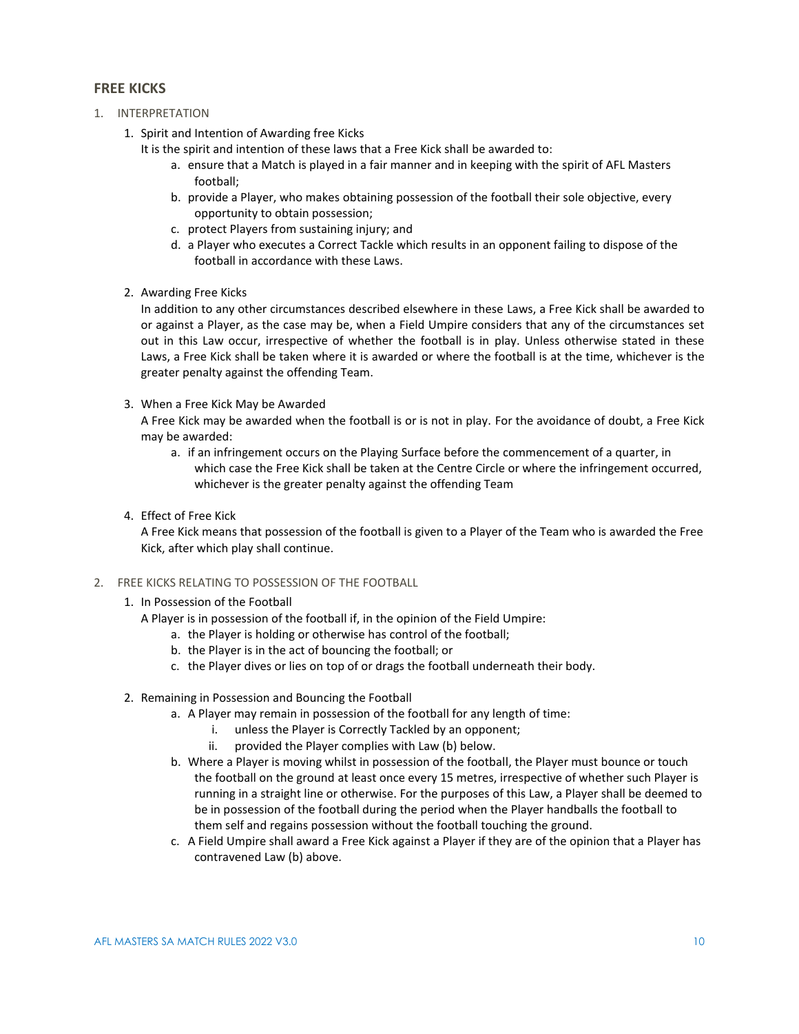## FREE KICKS

1. INTERPRETATION
    1. Spirit and Intention of Awarding free Kicks
       It is the spirit and intention of these laws that a Free Kick shall be awarded to:
        a. ensure that a Match is played in a fair manner and in keeping with the spirit of AFL Masters football;
        b. provide a Player, who makes obtaining possession of the football their sole objective, every opportunity to obtain possession;
        c. protect Players from sustaining injury; and
        d. a Player who executes a Correct Tackle which results in an opponent failing to dispose of the football in accordance with these Laws.
    2. Awarding Free Kicks
       In addition to any other circumstances described elsewhere in these Laws, a Free Kick shall be awarded to or against a Player, as the case may be, when a Field Umpire considers that any of the circumstances set out in this Law occur, irrespective of whether the football is in play. Unless otherwise stated in these Laws, a Free Kick shall be taken where it is awarded or where the football is at the time, whichever is the greater penalty against the offending Team.
    3. When a Free Kick May be Awarded
       A Free Kick may be awarded when the football is or is not in play. For the avoidance of doubt, a Free Kick may be awarded:
        a. if an infringement occurs on the Playing Surface before the commencement of a quarter, in which case the Free Kick shall be taken at the Centre Circle or where the infringement occurred, whichever is the greater penalty against the offending Team
    4. Effect of Free Kick
       A Free Kick means that possession of the football is given to a Player of the Team who is awarded the Free Kick, after which play shall continue.

2. FREE KICKS RELATING TO POSSESSION OF THE FOOTBALL
    1. In Possession of the Football
       A Player is in possession of the football if, in the opinion of the Field Umpire:
        a. the Player is holding or otherwise has control of the football;
        b. the Player is in the act of bouncing the football; or
        c. the Player dives or lies on top of or drags the football underneath their body.
    2. Remaining in Possession and Bouncing the Football
        a. A Player may remain in possession of the football for any length of time:
            i. unless the Player is Correctly Tackled by an opponent;
            ii. provided the Player complies with Law (b) below.
        b. Where a Player is moving whilst in possession of the football, the Player must bounce or touch the football on the ground at least once every 15 metres, irrespective of whether such Player is running in a straight line or otherwise. For the purposes of this Law, a Player shall be deemed to be in possession of the football during the period when the Player handballs the football to them self and regains possession without the football touching the ground.
        c. A Field Umpire shall award a Free Kick against a Player if they are of the opinion that a Player has contravened Law (b) above.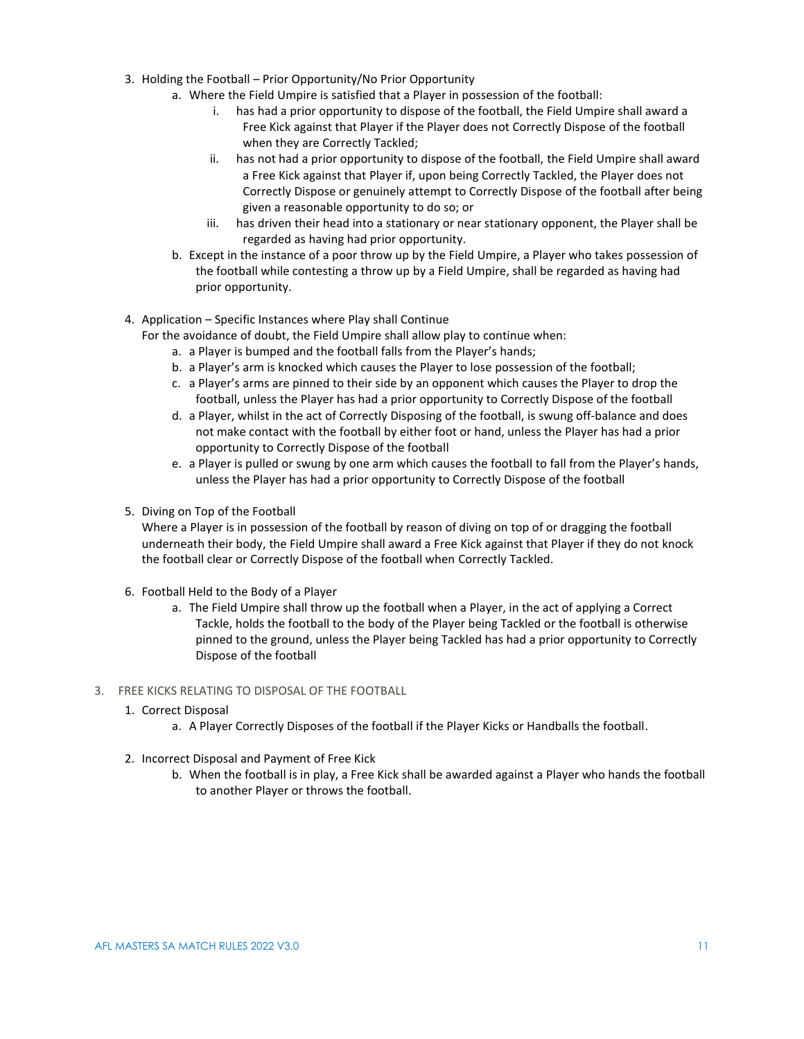3. Holding the Football – Prior Opportunity/No Prior Opportunity
    a. Where the Field Umpire is satisfied that a Player in possession of the football:
        i. has had a prior opportunity to dispose of the football, the Field Umpire shall award a Free Kick against that Player if the Player does not Correctly Dispose of the football when they are Correctly Tackled;
        ii. has not had a prior opportunity to dispose of the football, the Field Umpire shall award a Free Kick against that Player if, upon being Correctly Tackled, the Player does not Correctly Dispose or genuinely attempt to Correctly Dispose of the football after being given a reasonable opportunity to do so; or
        iii. has driven their head into a stationary or near stationary opponent, the Player shall be regarded as having had prior opportunity.
    b. Except in the instance of a poor throw up by the Field Umpire, a Player who takes possession of the football while contesting a throw up by a Field Umpire, shall be regarded as having had prior opportunity.

4. Application – Specific Instances where Play shall Continue
   For the avoidance of doubt, the Field Umpire shall allow play to continue when:
    a. a Player is bumped and the football falls from the Player's hands;
    b. a Player's arm is knocked which causes the Player to lose possession of the football;
    c. a Player's arms are pinned to their side by an opponent which causes the Player to drop the football, unless the Player has had a prior opportunity to Correctly Dispose of the football
    d. a Player, whilst in the act of Correctly Disposing of the football, is swung off-balance and does not make contact with the football by either foot or hand, unless the Player has had a prior opportunity to Correctly Dispose of the football
    e. a Player is pulled or swung by one arm which causes the football to fall from the Player's hands, unless the Player has had a prior opportunity to Correctly Dispose of the football

5. Diving on Top of the Football
   Where a Player is in possession of the football by reason of diving on top of or dragging the football underneath their body, the Field Umpire shall award a Free Kick against that Player if they do not knock the football clear or Correctly Dispose of the football when Correctly Tackled.

6. Football Held to the Body of a Player
    a. The Field Umpire shall throw up the football when a Player, in the act of applying a Correct Tackle, holds the football to the body of the Player being Tackled or the football is otherwise pinned to the ground, unless the Player being Tackled has had a prior opportunity to Correctly Dispose of the football

## 3. FREE KICKS RELATING TO DISPOSAL OF THE FOOTBALL

1. Correct Disposal
    a. A Player Correctly Disposes of the football if the Player Kicks or Handballs the football.

2. Incorrect Disposal and Payment of Free Kick
    b. When the football is in play, a Free Kick shall be awarded against a Player who hands the football to another Player or throws the football.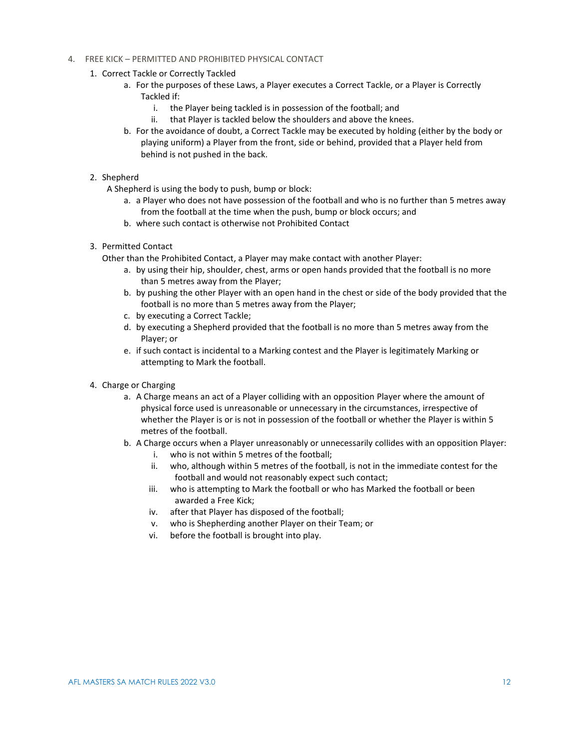4. FREE KICK – PERMITTED AND PROHIBITED PHYSICAL CONTACT

1. Correct Tackle or Correctly Tackled
    a. For the purposes of these Laws, a Player executes a Correct Tackle, or a Player is Correctly Tackled if:
        i. the Player being tackled is in possession of the football; and
        ii. that Player is tackled below the shoulders and above the knees.
    b. For the avoidance of doubt, a Correct Tackle may be executed by holding (either by the body or playing uniform) a Player from the front, side or behind, provided that a Player held from behind is not pushed in the back.

2. Shepherd

   A Shepherd is using the body to push, bump or block:
    a. a Player who does not have possession of the football and who is no further than 5 metres away from the football at the time when the push, bump or block occurs; and
    b. where such contact is otherwise not Prohibited Contact

3. Permitted Contact

   Other than the Prohibited Contact, a Player may make contact with another Player:
    a. by using their hip, shoulder, chest, arms or open hands provided that the football is no more than 5 metres away from the Player;
    b. by pushing the other Player with an open hand in the chest or side of the body provided that the football is no more than 5 metres away from the Player;
    c. by executing a Correct Tackle;
    d. by executing a Shepherd provided that the football is no more than 5 metres away from the Player; or
    e. if such contact is incidental to a Marking contest and the Player is legitimately Marking or attempting to Mark the football.

4. Charge or Charging
    a. A Charge means an act of a Player colliding with an opposition Player where the amount of physical force used is unreasonable or unnecessary in the circumstances, irrespective of whether the Player is or is not in possession of the football or whether the Player is within 5 metres of the football.
    b. A Charge occurs when a Player unreasonably or unnecessarily collides with an opposition Player:
        i. who is not within 5 metres of the football;
        ii. who, although within 5 metres of the football, is not in the immediate contest for the football and would not reasonably expect such contact;
        iii. who is attempting to Mark the football or who has Marked the football or been awarded a Free Kick;
        iv. after that Player has disposed of the football;
        v. who is Shepherding another Player on their Team; or
        vi. before the football is brought into play.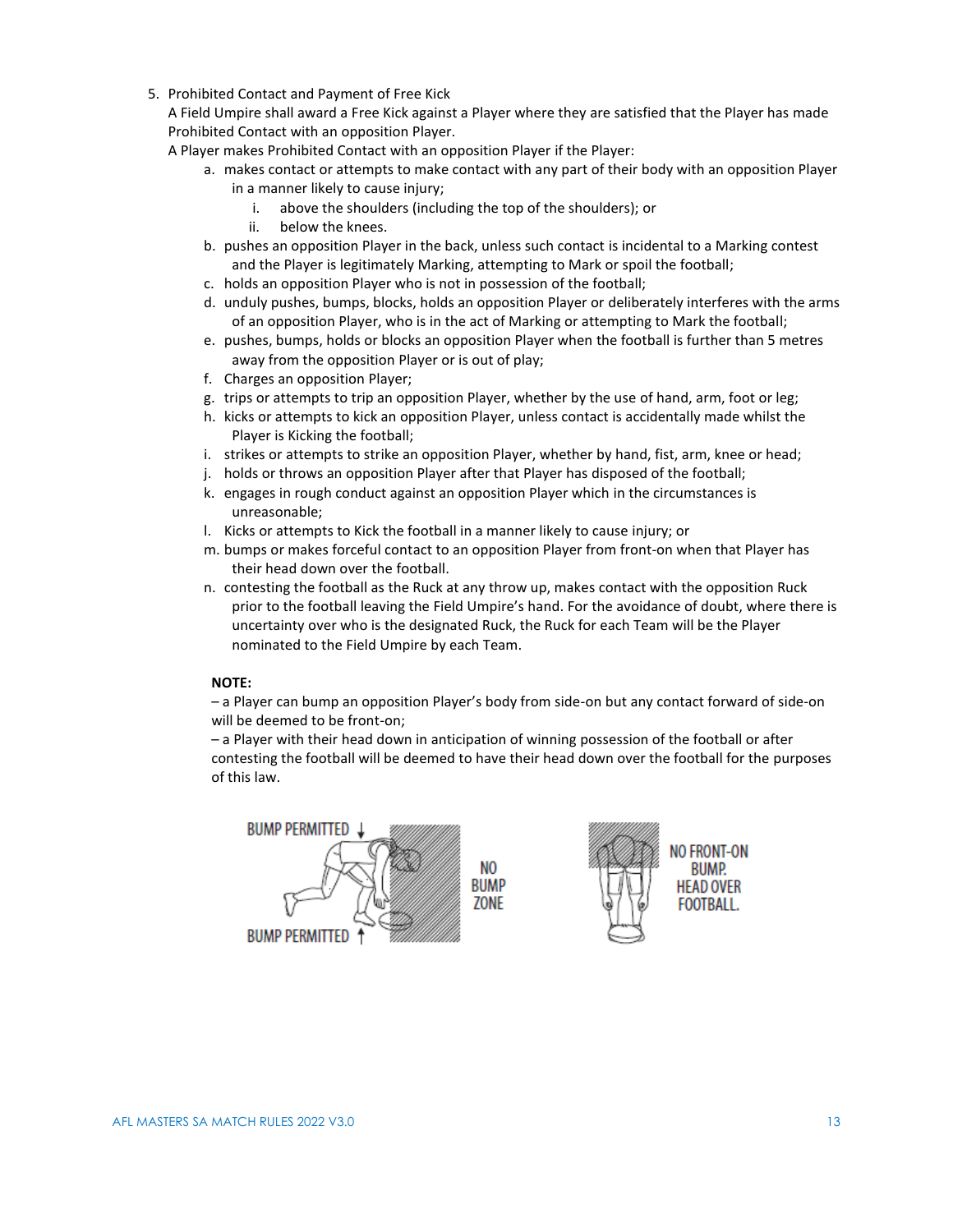5. Prohibited Contact and Payment of Free Kick

   A Field Umpire shall award a Free Kick against a Player where they are satisfied that the Player has made Prohibited Contact with an opposition Player.

   A Player makes Prohibited Contact with an opposition Player if the Player:

   a. makes contact or attempts to make contact with any part of their body with an opposition Player in a manner likely to cause injury;
      i. above the shoulders (including the top of the shoulders); or
      ii. below the knees.
   b. pushes an opposition Player in the back, unless such contact is incidental to a Marking contest and the Player is legitimately Marking, attempting to Mark or spoil the football;
   c. holds an opposition Player who is not in possession of the football;
   d. unduly pushes, bumps, blocks, holds an opposition Player or deliberately interferes with the arms of an opposition Player, who is in the act of Marking or attempting to Mark the football;
   e. pushes, bumps, holds or blocks an opposition Player when the football is further than 5 metres away from the opposition Player or is out of play;
   f. Charges an opposition Player;
   g. trips or attempts to trip an opposition Player, whether by the use of hand, arm, foot or leg;
   h. kicks or attempts to kick an opposition Player, unless contact is accidentally made whilst the Player is Kicking the football;
   i. strikes or attempts to strike an opposition Player, whether by hand, fist, arm, knee or head;
   j. holds or throws an opposition Player after that Player has disposed of the football;
   k. engages in rough conduct against an opposition Player which in the circumstances is unreasonable;
   l. Kicks or attempts to Kick the football in a manner likely to cause injury; or
   m. bumps or makes forceful contact to an opposition Player from front-on when that Player has their head down over the football.
   n. contesting the football as the Ruck at any throw up, makes contact with the opposition Ruck prior to the football leaving the Field Umpire's hand. For the avoidance of doubt, where there is uncertainty over who is the designated Ruck, the Ruck for each Team will be the Player nominated to the Field Umpire by each Team.

   **NOTE:**

   – a Player can bump an opposition Player's body from side-on but any contact forward of side-on will be deemed to be front-on;

   – a Player with their head down in anticipation of winning possession of the football or after contesting the football will be deemed to have their head down over the football for the purposes of this law.

BUMP PERMITTED ↓ | NO BUMP ZONE | BUMP PERMITTED ↑

NO FRONT-ON BUMP. HEAD OVER FOOTBALL.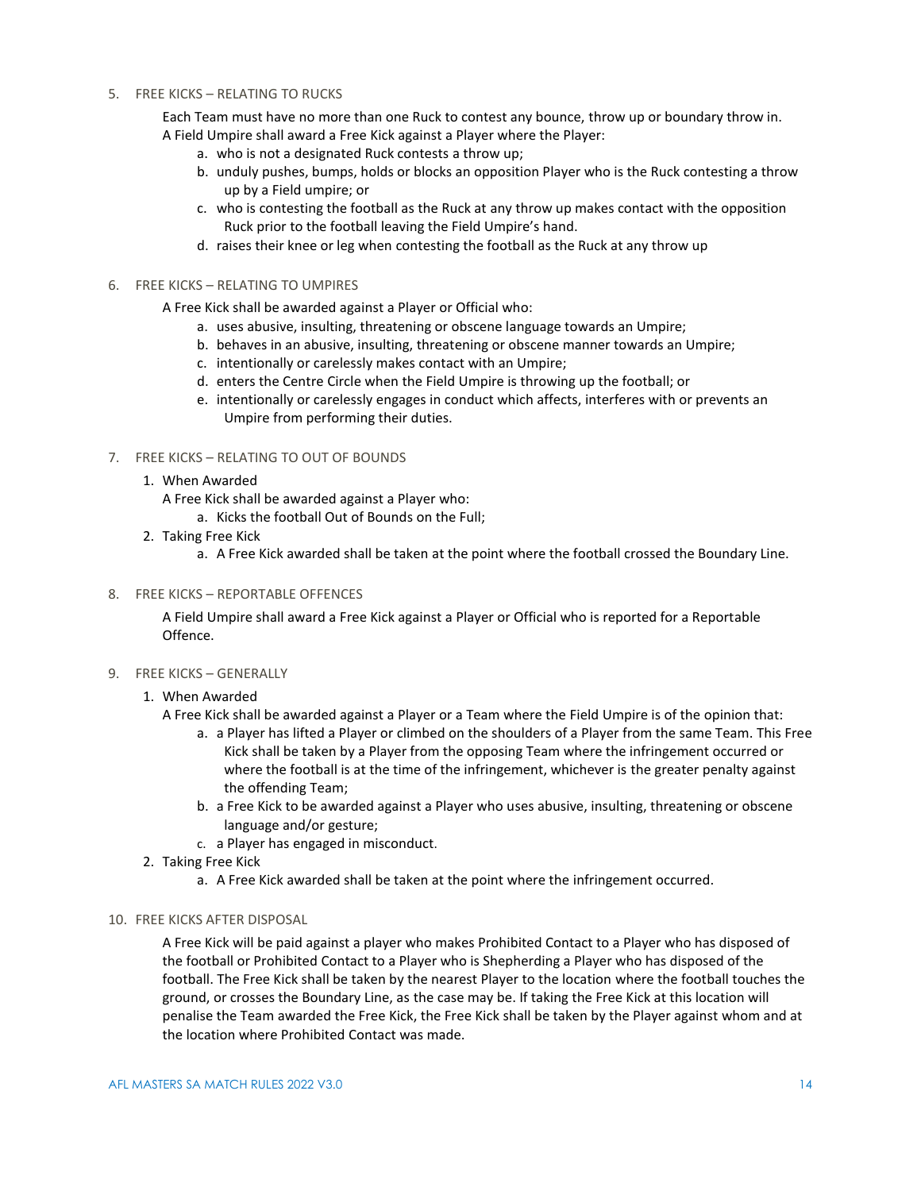## 5. FREE KICKS – RELATING TO RUCKS

Each Team must have no more than one Ruck to contest any bounce, throw up or boundary throw in.
A Field Umpire shall award a Free Kick against a Player where the Player:

a. who is not a designated Ruck contests a throw up;
b. unduly pushes, bumps, holds or blocks an opposition Player who is the Ruck contesting a throw up by a Field umpire; or
c. who is contesting the football as the Ruck at any throw up makes contact with the opposition Ruck prior to the football leaving the Field Umpire's hand.
d. raises their knee or leg when contesting the football as the Ruck at any throw up

## 6. FREE KICKS – RELATING TO UMPIRES

A Free Kick shall be awarded against a Player or Official who:

a. uses abusive, insulting, threatening or obscene language towards an Umpire;
b. behaves in an abusive, insulting, threatening or obscene manner towards an Umpire;
c. intentionally or carelessly makes contact with an Umpire;
d. enters the Centre Circle when the Field Umpire is throwing up the football; or
e. intentionally or carelessly engages in conduct which affects, interferes with or prevents an Umpire from performing their duties.

## 7. FREE KICKS – RELATING TO OUT OF BOUNDS

1. When Awarded

   A Free Kick shall be awarded against a Player who:

   a. Kicks the football Out of Bounds on the Full;

2. Taking Free Kick

   a. A Free Kick awarded shall be taken at the point where the football crossed the Boundary Line.

## 8. FREE KICKS – REPORTABLE OFFENCES

A Field Umpire shall award a Free Kick against a Player or Official who is reported for a Reportable Offence.

## 9. FREE KICKS – GENERALLY

1. When Awarded

   A Free Kick shall be awarded against a Player or a Team where the Field Umpire is of the opinion that:

   a. a Player has lifted a Player or climbed on the shoulders of a Player from the same Team. This Free Kick shall be taken by a Player from the opposing Team where the infringement occurred or where the football is at the time of the infringement, whichever is the greater penalty against the offending Team;
   b. a Free Kick to be awarded against a Player who uses abusive, insulting, threatening or obscene language and/or gesture;
   c. a Player has engaged in misconduct.

2. Taking Free Kick

   a. A Free Kick awarded shall be taken at the point where the infringement occurred.

## 10. FREE KICKS AFTER DISPOSAL

A Free Kick will be paid against a player who makes Prohibited Contact to a Player who has disposed of the football or Prohibited Contact to a Player who is Shepherding a Player who has disposed of the football. The Free Kick shall be taken by the nearest Player to the location where the football touches the ground, or crosses the Boundary Line, as the case may be. If taking the Free Kick at this location will penalise the Team awarded the Free Kick, the Free Kick shall be taken by the Player against whom and at the location where Prohibited Contact was made.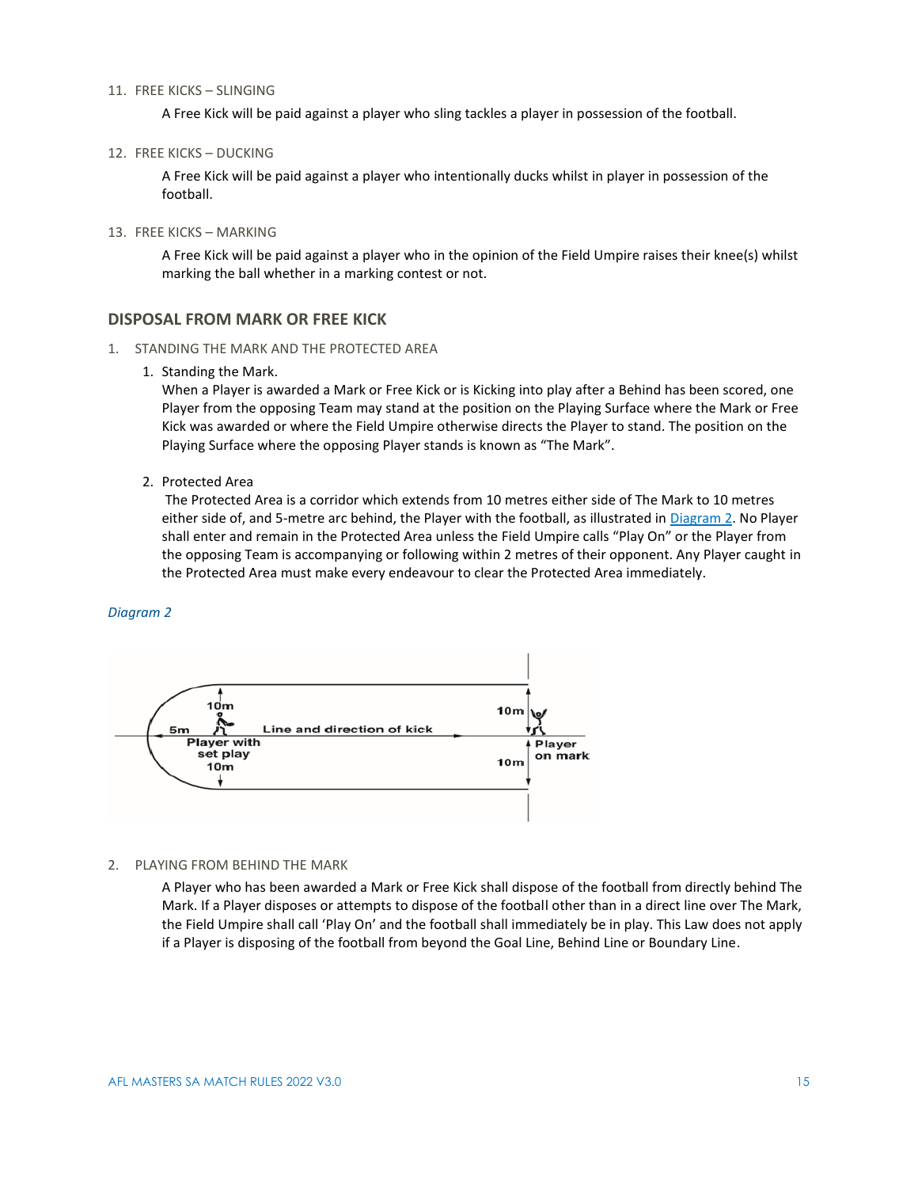11. FREE KICKS – SLINGING

    A Free Kick will be paid against a player who sling tackles a player in possession of the football.

12. FREE KICKS – DUCKING

    A Free Kick will be paid against a player who intentionally ducks whilst in player in possession of the football.

13. FREE KICKS – MARKING

    A Free Kick will be paid against a player who in the opinion of the Field Umpire raises their knee(s) whilst marking the ball whether in a marking contest or not.

## DISPOSAL FROM MARK OR FREE KICK

1. STANDING THE MARK AND THE PROTECTED AREA

   1. Standing the Mark.
      When a Player is awarded a Mark or Free Kick or is Kicking into play after a Behind has been scored, one Player from the opposing Team may stand at the position on the Playing Surface where the Mark or Free Kick was awarded or where the Field Umpire otherwise directs the Player to stand. The position on the Playing Surface where the opposing Player stands is known as "The Mark".

   2. Protected Area
      The Protected Area is a corridor which extends from 10 metres either side of The Mark to 10 metres either side of, and 5-metre arc behind, the Player with the football, as illustrated in Diagram 2. No Player shall enter and remain in the Protected Area unless the Field Umpire calls "Play On" or the Player from the opposing Team is accompanying or following within 2 metres of their opponent. Any Player caught in the Protected Area must make every endeavour to clear the Protected Area immediately.

*Diagram 2*

2. PLAYING FROM BEHIND THE MARK

   A Player who has been awarded a Mark or Free Kick shall dispose of the football from directly behind The Mark. If a Player disposes or attempts to dispose of the football other than in a direct line over The Mark, the Field Umpire shall call 'Play On' and the football shall immediately be in play. This Law does not apply if a Player is disposing of the football from beyond the Goal Line, Behind Line or Boundary Line.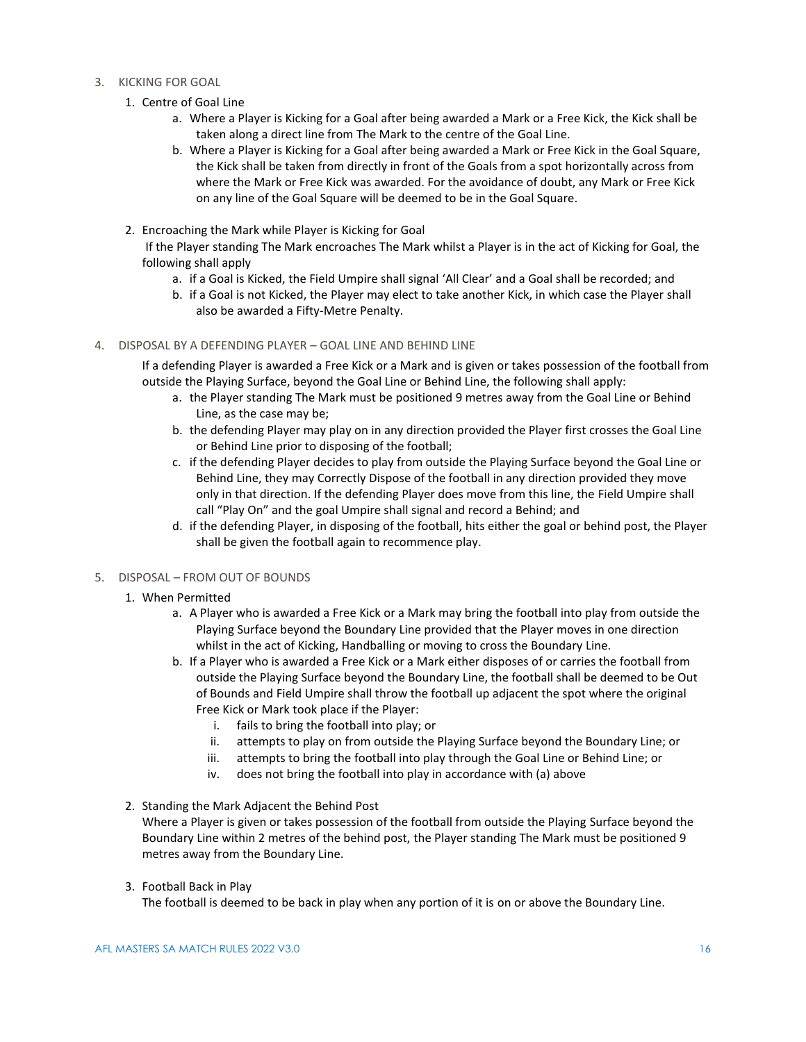3. KICKING FOR GOAL

   1. Centre of Goal Line
      a. Where a Player is Kicking for a Goal after being awarded a Mark or a Free Kick, the Kick shall be taken along a direct line from The Mark to the centre of the Goal Line.
      b. Where a Player is Kicking for a Goal after being awarded a Mark or Free Kick in the Goal Square, the Kick shall be taken from directly in front of the Goals from a spot horizontally across from where the Mark or Free Kick was awarded. For the avoidance of doubt, any Mark or Free Kick on any line of the Goal Square will be deemed to be in the Goal Square.

   2. Encroaching the Mark while Player is Kicking for Goal
      If the Player standing The Mark encroaches The Mark whilst a Player is in the act of Kicking for Goal, the following shall apply
      a. if a Goal is Kicked, the Field Umpire shall signal 'All Clear' and a Goal shall be recorded; and
      b. if a Goal is not Kicked, the Player may elect to take another Kick, in which case the Player shall also be awarded a Fifty-Metre Penalty.

4. DISPOSAL BY A DEFENDING PLAYER – GOAL LINE AND BEHIND LINE

   If a defending Player is awarded a Free Kick or a Mark and is given or takes possession of the football from outside the Playing Surface, beyond the Goal Line or Behind Line, the following shall apply:
   a. the Player standing The Mark must be positioned 9 metres away from the Goal Line or Behind Line, as the case may be;
   b. the defending Player may play on in any direction provided the Player first crosses the Goal Line or Behind Line prior to disposing of the football;
   c. if the defending Player decides to play from outside the Playing Surface beyond the Goal Line or Behind Line, they may Correctly Dispose of the football in any direction provided they move only in that direction. If the defending Player does move from this line, the Field Umpire shall call "Play On" and the goal Umpire shall signal and record a Behind; and
   d. if the defending Player, in disposing of the football, hits either the goal or behind post, the Player shall be given the football again to recommence play.

5. DISPOSAL – FROM OUT OF BOUNDS

   1. When Permitted
      a. A Player who is awarded a Free Kick or a Mark may bring the football into play from outside the Playing Surface beyond the Boundary Line provided that the Player moves in one direction whilst in the act of Kicking, Handballing or moving to cross the Boundary Line.
      b. If a Player who is awarded a Free Kick or a Mark either disposes of or carries the football from outside the Playing Surface beyond the Boundary Line, the football shall be deemed to be Out of Bounds and Field Umpire shall throw the football up adjacent the spot where the original Free Kick or Mark took place if the Player:
         i. fails to bring the football into play; or
         ii. attempts to play on from outside the Playing Surface beyond the Boundary Line; or
         iii. attempts to bring the football into play through the Goal Line or Behind Line; or
         iv. does not bring the football into play in accordance with (a) above

   2. Standing the Mark Adjacent the Behind Post
      Where a Player is given or takes possession of the football from outside the Playing Surface beyond the Boundary Line within 2 metres of the behind post, the Player standing The Mark must be positioned 9 metres away from the Boundary Line.

   3. Football Back in Play
      The football is deemed to be back in play when any portion of it is on or above the Boundary Line.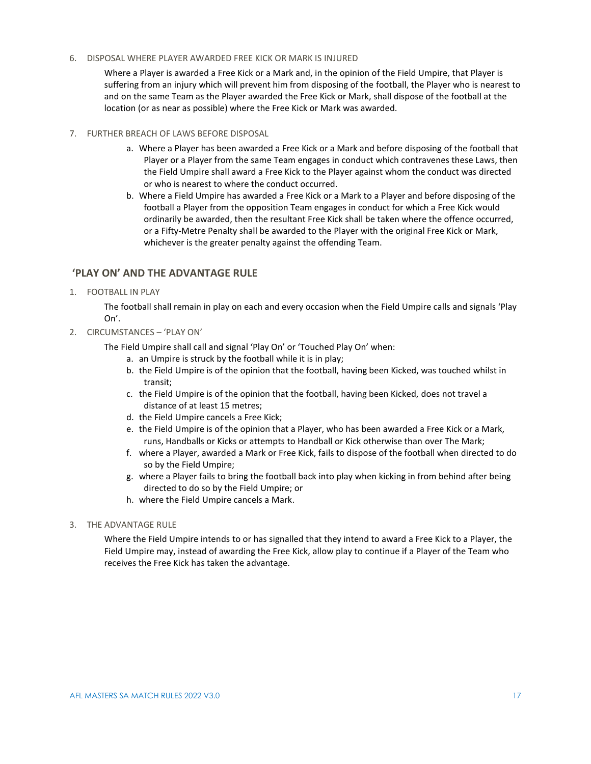6. DISPOSAL WHERE PLAYER AWARDED FREE KICK OR MARK IS INJURED

   Where a Player is awarded a Free Kick or a Mark and, in the opinion of the Field Umpire, that Player is suffering from an injury which will prevent him from disposing of the football, the Player who is nearest to and on the same Team as the Player awarded the Free Kick or Mark, shall dispose of the football at the location (or as near as possible) where the Free Kick or Mark was awarded.

7. FURTHER BREACH OF LAWS BEFORE DISPOSAL

   a. Where a Player has been awarded a Free Kick or a Mark and before disposing of the football that Player or a Player from the same Team engages in conduct which contravenes these Laws, then the Field Umpire shall award a Free Kick to the Player against whom the conduct was directed or who is nearest to where the conduct occurred.
   b. Where a Field Umpire has awarded a Free Kick or a Mark to a Player and before disposing of the football a Player from the opposition Team engages in conduct for which a Free Kick would ordinarily be awarded, then the resultant Free Kick shall be taken where the offence occurred, or a Fifty-Metre Penalty shall be awarded to the Player with the original Free Kick or Mark, whichever is the greater penalty against the offending Team.

## 'PLAY ON' AND THE ADVANTAGE RULE

1. FOOTBALL IN PLAY

   The football shall remain in play on each and every occasion when the Field Umpire calls and signals 'Play On'.

2. CIRCUMSTANCES – 'PLAY ON'

   The Field Umpire shall call and signal 'Play On' or 'Touched Play On' when:

   a. an Umpire is struck by the football while it is in play;
   b. the Field Umpire is of the opinion that the football, having been Kicked, was touched whilst in transit;
   c. the Field Umpire is of the opinion that the football, having been Kicked, does not travel a distance of at least 15 metres;
   d. the Field Umpire cancels a Free Kick;
   e. the Field Umpire is of the opinion that a Player, who has been awarded a Free Kick or a Mark, runs, Handballs or Kicks or attempts to Handball or Kick otherwise than over The Mark;
   f. where a Player, awarded a Mark or Free Kick, fails to dispose of the football when directed to do so by the Field Umpire;
   g. where a Player fails to bring the football back into play when kicking in from behind after being directed to do so by the Field Umpire; or
   h. where the Field Umpire cancels a Mark.

3. THE ADVANTAGE RULE

   Where the Field Umpire intends to or has signalled that they intend to award a Free Kick to a Player, the Field Umpire may, instead of awarding the Free Kick, allow play to continue if a Player of the Team who receives the Free Kick has taken the advantage.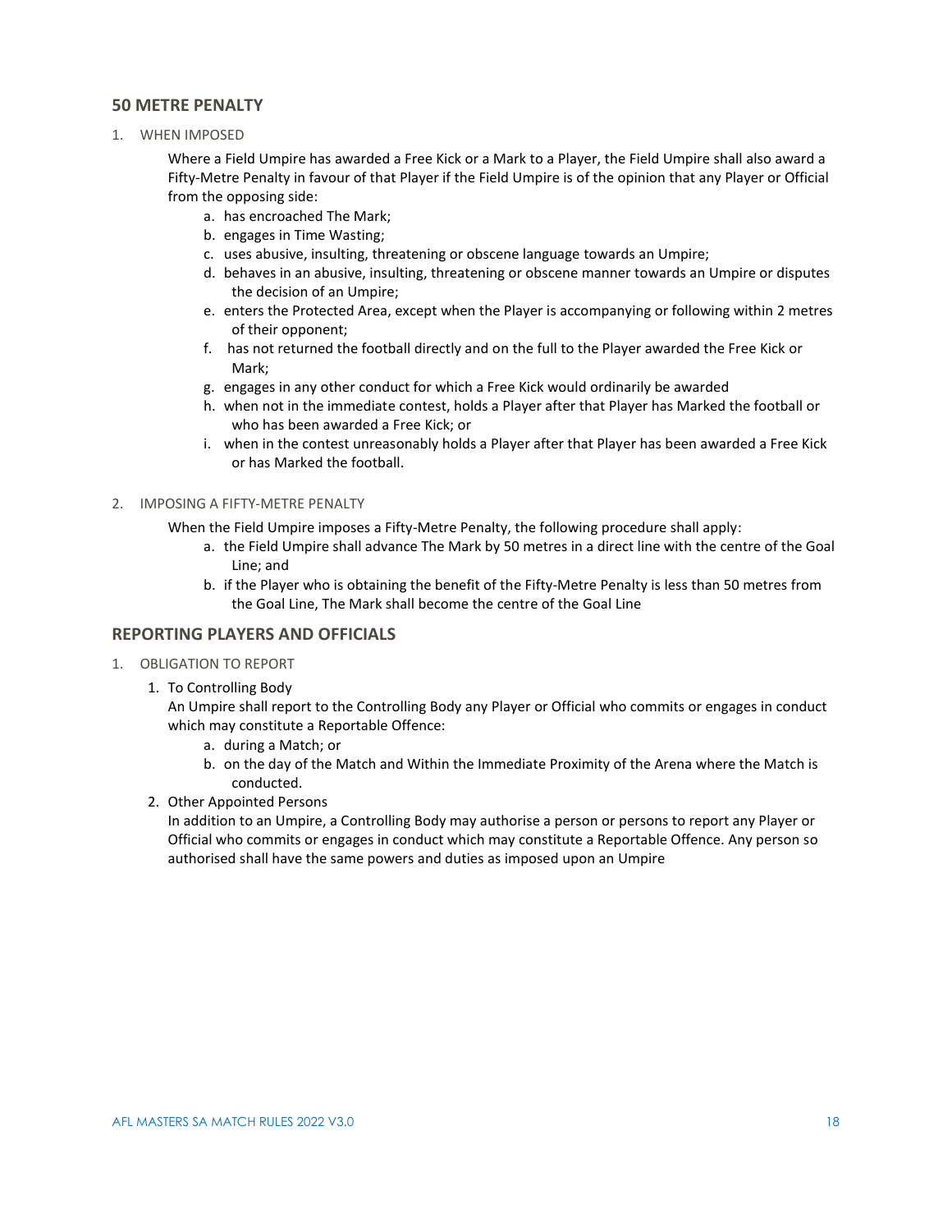## 50 METRE PENALTY

1. WHEN IMPOSED

   Where a Field Umpire has awarded a Free Kick or a Mark to a Player, the Field Umpire shall also award a Fifty-Metre Penalty in favour of that Player if the Field Umpire is of the opinion that any Player or Official from the opposing side:

   a. has encroached The Mark;
   b. engages in Time Wasting;
   c. uses abusive, insulting, threatening or obscene language towards an Umpire;
   d. behaves in an abusive, insulting, threatening or obscene manner towards an Umpire or disputes the decision of an Umpire;
   e. enters the Protected Area, except when the Player is accompanying or following within 2 metres of their opponent;
   f. has not returned the football directly and on the full to the Player awarded the Free Kick or Mark;
   g. engages in any other conduct for which a Free Kick would ordinarily be awarded
   h. when not in the immediate contest, holds a Player after that Player has Marked the football or who has been awarded a Free Kick; or
   i. when in the contest unreasonably holds a Player after that Player has been awarded a Free Kick or has Marked the football.

2. IMPOSING A FIFTY-METRE PENALTY

   When the Field Umpire imposes a Fifty-Metre Penalty, the following procedure shall apply:

   a. the Field Umpire shall advance The Mark by 50 metres in a direct line with the centre of the Goal Line; and
   b. if the Player who is obtaining the benefit of the Fifty-Metre Penalty is less than 50 metres from the Goal Line, The Mark shall become the centre of the Goal Line

## REPORTING PLAYERS AND OFFICIALS

1. OBLIGATION TO REPORT

   1. To Controlling Body

      An Umpire shall report to the Controlling Body any Player or Official who commits or engages in conduct which may constitute a Reportable Offence:

      a. during a Match; or
      b. on the day of the Match and Within the Immediate Proximity of the Arena where the Match is conducted.

   2. Other Appointed Persons

      In addition to an Umpire, a Controlling Body may authorise a person or persons to report any Player or Official who commits or engages in conduct which may constitute a Reportable Offence. Any person so authorised shall have the same powers and duties as imposed upon an Umpire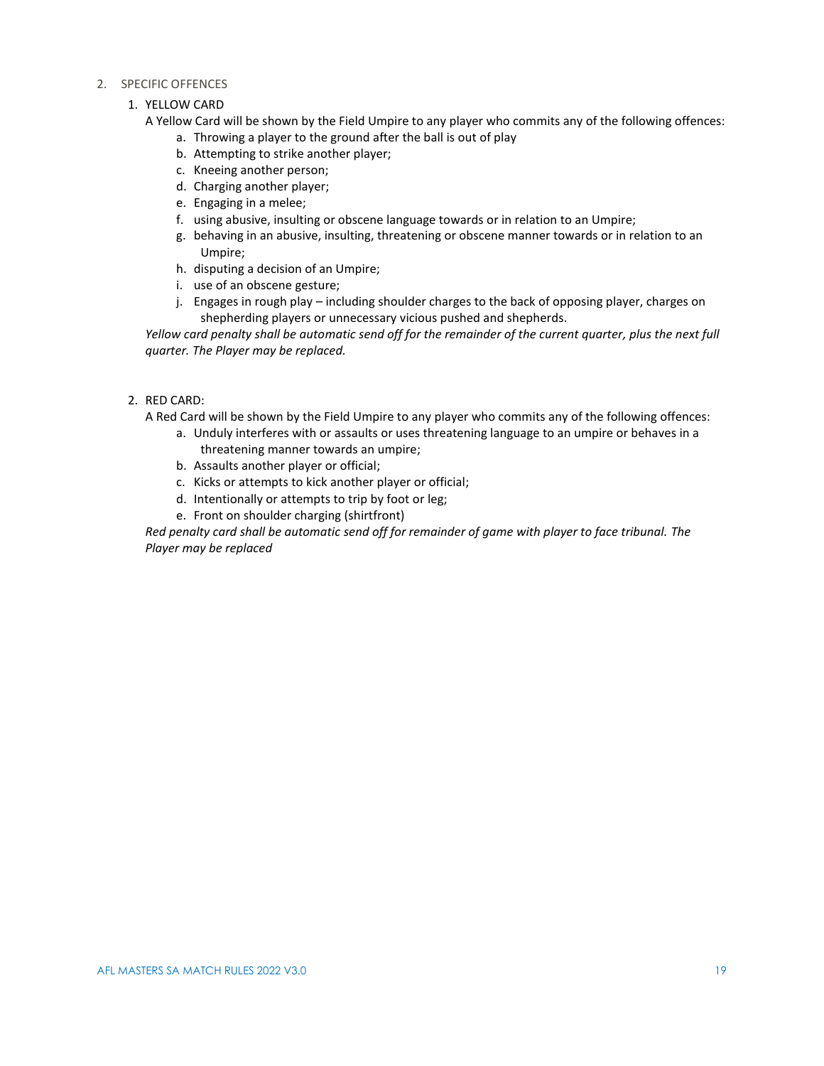2. SPECIFIC OFFENCES

   1. YELLOW CARD

      A Yellow Card will be shown by the Field Umpire to any player who commits any of the following offences:

      a. Throwing a player to the ground after the ball is out of play
      b. Attempting to strike another player;
      c. Kneeing another person;
      d. Charging another player;
      e. Engaging in a melee;
      f. using abusive, insulting or obscene language towards or in relation to an Umpire;
      g. behaving in an abusive, insulting, threatening or obscene manner towards or in relation to an Umpire;
      h. disputing a decision of an Umpire;
      i. use of an obscene gesture;
      j. Engages in rough play – including shoulder charges to the back of opposing player, charges on shepherding players or unnecessary vicious pushed and shepherds.

      *Yellow card penalty shall be automatic send off for the remainder of the current quarter, plus the next full quarter. The Player may be replaced.*

   2. RED CARD:

      A Red Card will be shown by the Field Umpire to any player who commits any of the following offences:

      a. Unduly interferes with or assaults or uses threatening language to an umpire or behaves in a threatening manner towards an umpire;
      b. Assaults another player or official;
      c. Kicks or attempts to kick another player or official;
      d. Intentionally or attempts to trip by foot or leg;
      e. Front on shoulder charging (shirtfront)

      *Red penalty card shall be automatic send off for remainder of game with player to face tribunal. The Player may be replaced*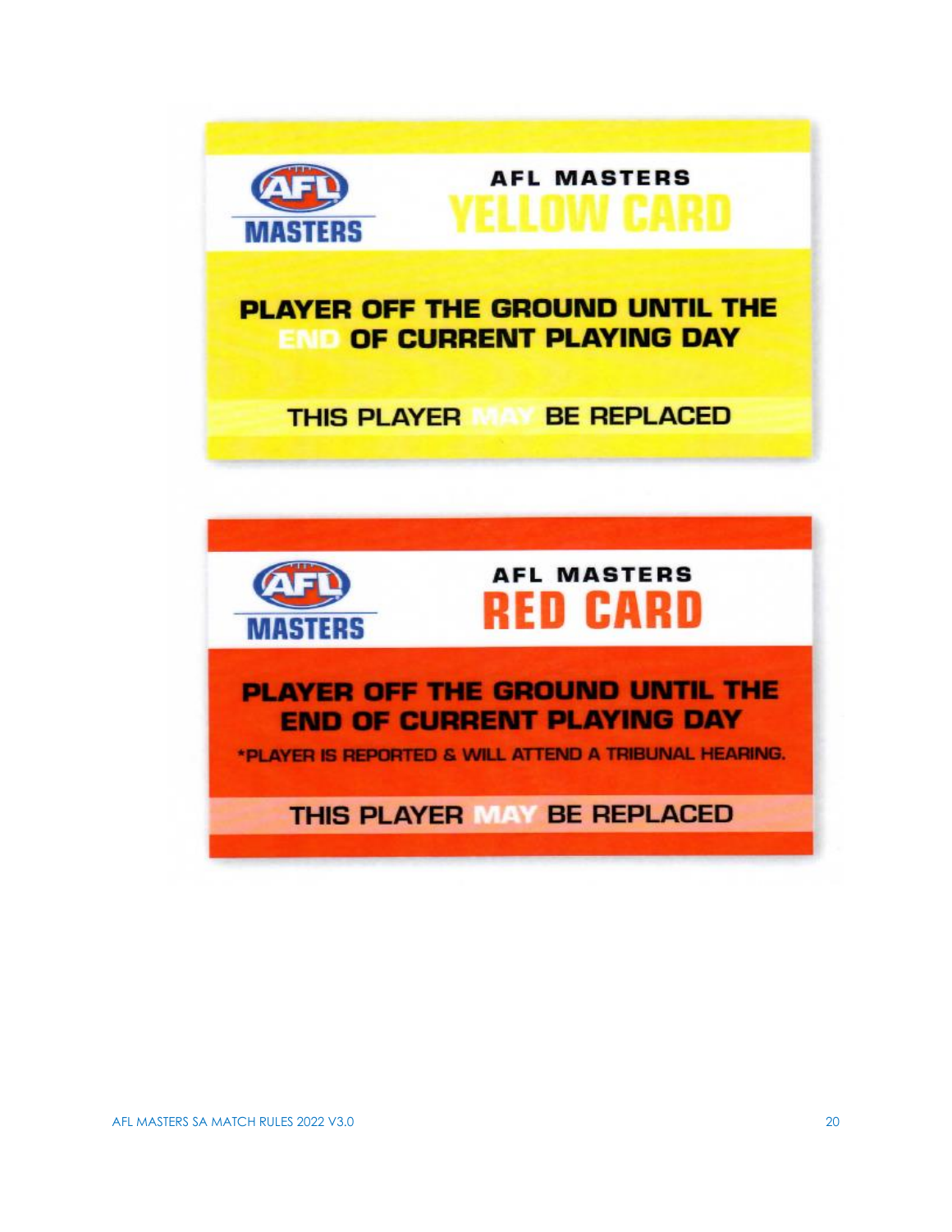**AFL MASTERS**

**YELLOW CARD**

**PLAYER OFF THE GROUND UNTIL THE END OF CURRENT PLAYING DAY**

**THIS PLAYER MAY BE REPLACED**

**AFL MASTERS**

**RED CARD**

**PLAYER OFF THE GROUND UNTIL THE END OF CURRENT PLAYING DAY**

*PLAYER IS REPORTED & WILL ATTEND A TRIBUNAL HEARING.

**THIS PLAYER MAY BE REPLACED**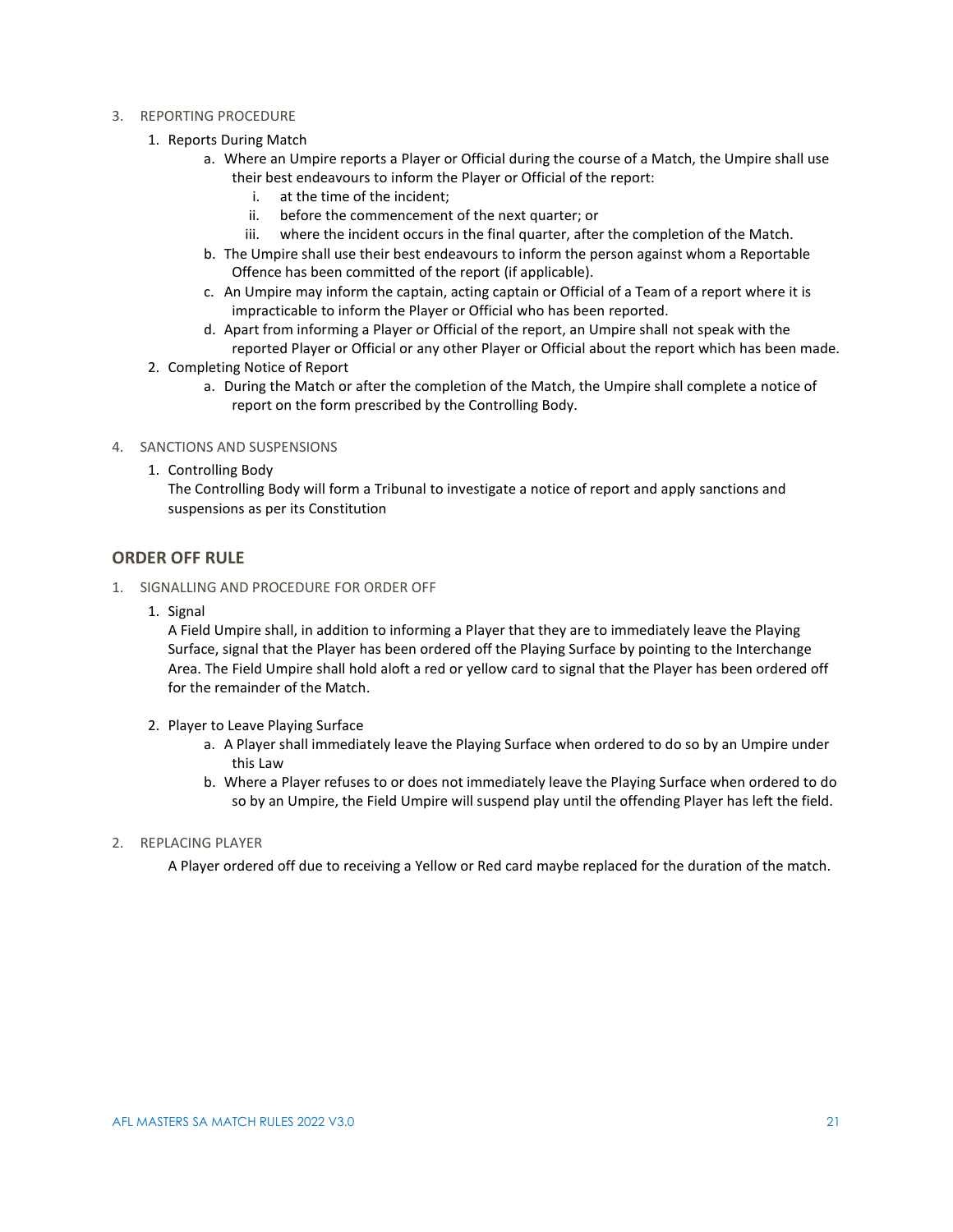3. REPORTING PROCEDURE

    1. Reports During Match

        a. Where an Umpire reports a Player or Official during the course of a Match, the Umpire shall use their best endeavours to inform the Player or Official of the report:

            i. at the time of the incident;

            ii. before the commencement of the next quarter; or

            iii. where the incident occurs in the final quarter, after the completion of the Match.

        b. The Umpire shall use their best endeavours to inform the person against whom a Reportable Offence has been committed of the report (if applicable).

        c. An Umpire may inform the captain, acting captain or Official of a Team of a report where it is impracticable to inform the Player or Official who has been reported.

        d. Apart from informing a Player or Official of the report, an Umpire shall not speak with the reported Player or Official or any other Player or Official about the report which has been made.

    2. Completing Notice of Report

        a. During the Match or after the completion of the Match, the Umpire shall complete a notice of report on the form prescribed by the Controlling Body.

4. SANCTIONS AND SUSPENSIONS

    1. Controlling Body

        The Controlling Body will form a Tribunal to investigate a notice of report and apply sanctions and suspensions as per its Constitution

## ORDER OFF RULE

1. SIGNALLING AND PROCEDURE FOR ORDER OFF

    1. Signal

        A Field Umpire shall, in addition to informing a Player that they are to immediately leave the Playing Surface, signal that the Player has been ordered off the Playing Surface by pointing to the Interchange Area. The Field Umpire shall hold aloft a red or yellow card to signal that the Player has been ordered off for the remainder of the Match.

    2. Player to Leave Playing Surface

        a. A Player shall immediately leave the Playing Surface when ordered to do so by an Umpire under this Law

        b. Where a Player refuses to or does not immediately leave the Playing Surface when ordered to do so by an Umpire, the Field Umpire will suspend play until the offending Player has left the field.

2. REPLACING PLAYER

    A Player ordered off due to receiving a Yellow or Red card maybe replaced for the duration of the match.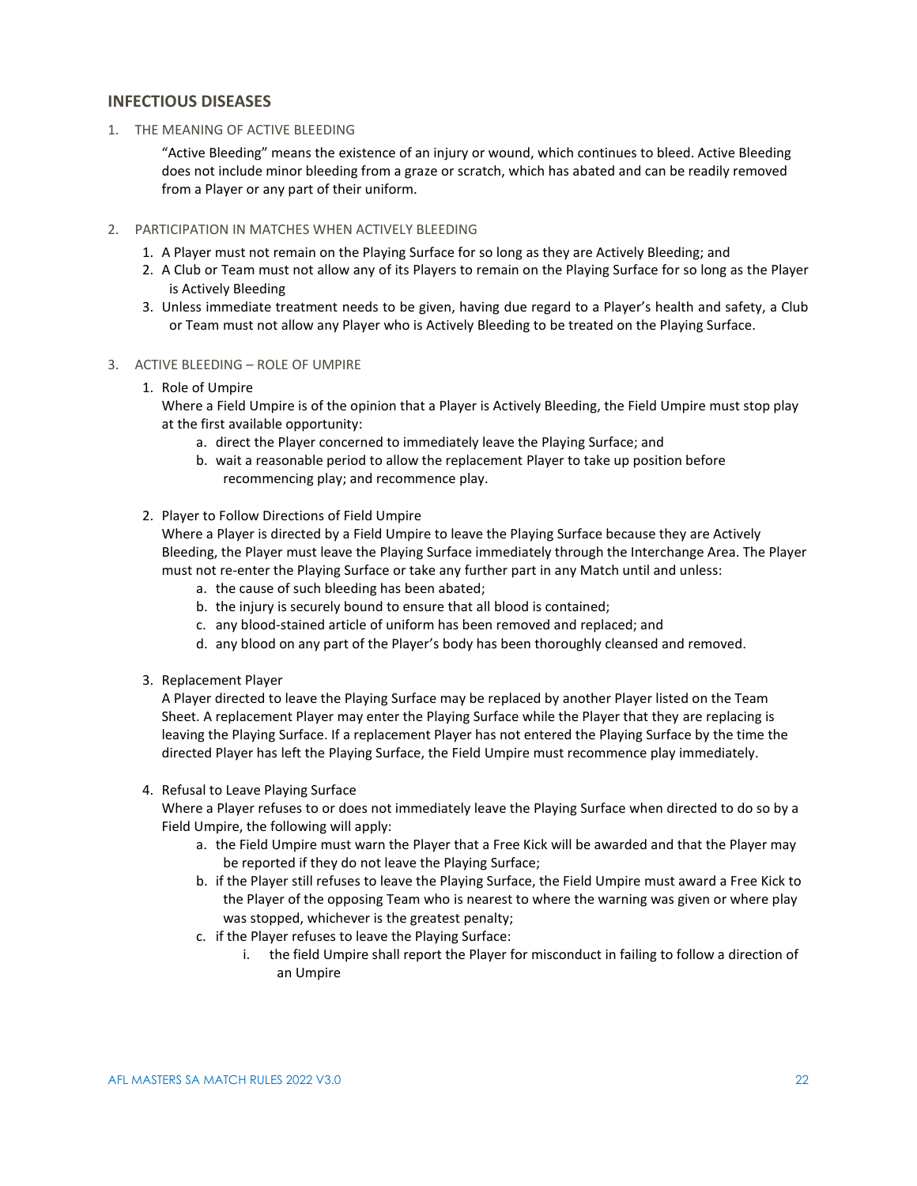## INFECTIOUS DISEASES

1. THE MEANING OF ACTIVE BLEEDING

   "Active Bleeding" means the existence of an injury or wound, which continues to bleed. Active Bleeding does not include minor bleeding from a graze or scratch, which has abated and can be readily removed from a Player or any part of their uniform.

2. PARTICIPATION IN MATCHES WHEN ACTIVELY BLEEDING

   1. A Player must not remain on the Playing Surface for so long as they are Actively Bleeding; and
   2. A Club or Team must not allow any of its Players to remain on the Playing Surface for so long as the Player is Actively Bleeding
   3. Unless immediate treatment needs to be given, having due regard to a Player's health and safety, a Club or Team must not allow any Player who is Actively Bleeding to be treated on the Playing Surface.

3. ACTIVE BLEEDING – ROLE OF UMPIRE

   1. Role of Umpire

      Where a Field Umpire is of the opinion that a Player is Actively Bleeding, the Field Umpire must stop play at the first available opportunity:

      a. direct the Player concerned to immediately leave the Playing Surface; and
      b. wait a reasonable period to allow the replacement Player to take up position before recommencing play; and recommence play.

   2. Player to Follow Directions of Field Umpire

      Where a Player is directed by a Field Umpire to leave the Playing Surface because they are Actively Bleeding, the Player must leave the Playing Surface immediately through the Interchange Area. The Player must not re-enter the Playing Surface or take any further part in any Match until and unless:

      a. the cause of such bleeding has been abated;
      b. the injury is securely bound to ensure that all blood is contained;
      c. any blood-stained article of uniform has been removed and replaced; and
      d. any blood on any part of the Player's body has been thoroughly cleansed and removed.

   3. Replacement Player

      A Player directed to leave the Playing Surface may be replaced by another Player listed on the Team Sheet. A replacement Player may enter the Playing Surface while the Player that they are replacing is leaving the Playing Surface. If a replacement Player has not entered the Playing Surface by the time the directed Player has left the Playing Surface, the Field Umpire must recommence play immediately.

   4. Refusal to Leave Playing Surface

      Where a Player refuses to or does not immediately leave the Playing Surface when directed to do so by a Field Umpire, the following will apply:

      a. the Field Umpire must warn the Player that a Free Kick will be awarded and that the Player may be reported if they do not leave the Playing Surface;
      b. if the Player still refuses to leave the Playing Surface, the Field Umpire must award a Free Kick to the Player of the opposing Team who is nearest to where the warning was given or where play was stopped, whichever is the greatest penalty;
      c. if the Player refuses to leave the Playing Surface:
         i. the field Umpire shall report the Player for misconduct in failing to follow a direction of an Umpire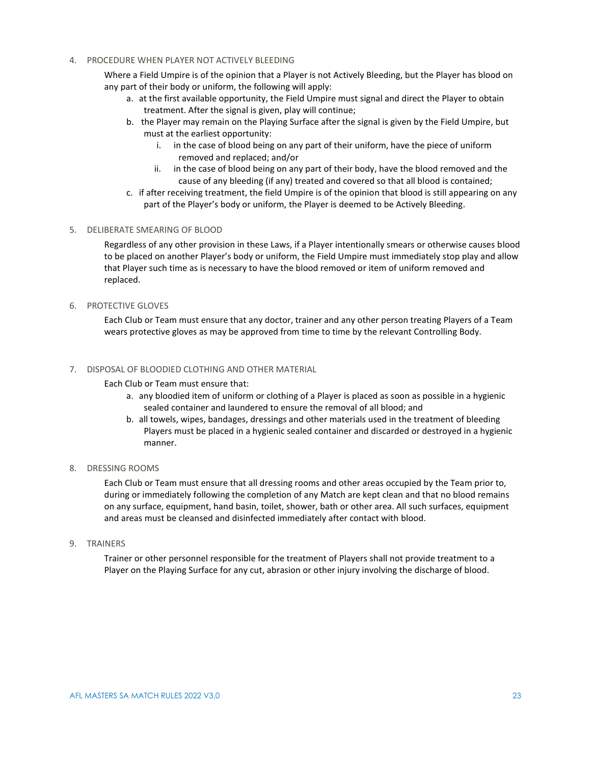4. PROCEDURE WHEN PLAYER NOT ACTIVELY BLEEDING

   Where a Field Umpire is of the opinion that a Player is not Actively Bleeding, but the Player has blood on any part of their body or uniform, the following will apply:

   a. at the first available opportunity, the Field Umpire must signal and direct the Player to obtain treatment. After the signal is given, play will continue;
   b. the Player may remain on the Playing Surface after the signal is given by the Field Umpire, but must at the earliest opportunity:
      i. in the case of blood being on any part of their uniform, have the piece of uniform removed and replaced; and/or
      ii. in the case of blood being on any part of their body, have the blood removed and the cause of any bleeding (if any) treated and covered so that all blood is contained;
   c. if after receiving treatment, the field Umpire is of the opinion that blood is still appearing on any part of the Player's body or uniform, the Player is deemed to be Actively Bleeding.

5. DELIBERATE SMEARING OF BLOOD

   Regardless of any other provision in these Laws, if a Player intentionally smears or otherwise causes blood to be placed on another Player's body or uniform, the Field Umpire must immediately stop play and allow that Player such time as is necessary to have the blood removed or item of uniform removed and replaced.

6. PROTECTIVE GLOVES

   Each Club or Team must ensure that any doctor, trainer and any other person treating Players of a Team wears protective gloves as may be approved from time to time by the relevant Controlling Body.

7. DISPOSAL OF BLOODIED CLOTHING AND OTHER MATERIAL

   Each Club or Team must ensure that:

   a. any bloodied item of uniform or clothing of a Player is placed as soon as possible in a hygienic sealed container and laundered to ensure the removal of all blood; and
   b. all towels, wipes, bandages, dressings and other materials used in the treatment of bleeding Players must be placed in a hygienic sealed container and discarded or destroyed in a hygienic manner.

8. DRESSING ROOMS

   Each Club or Team must ensure that all dressing rooms and other areas occupied by the Team prior to, during or immediately following the completion of any Match are kept clean and that no blood remains on any surface, equipment, hand basin, toilet, shower, bath or other area. All such surfaces, equipment and areas must be cleansed and disinfected immediately after contact with blood.

9. TRAINERS

   Trainer or other personnel responsible for the treatment of Players shall not provide treatment to a Player on the Playing Surface for any cut, abrasion or other injury involving the discharge of blood.